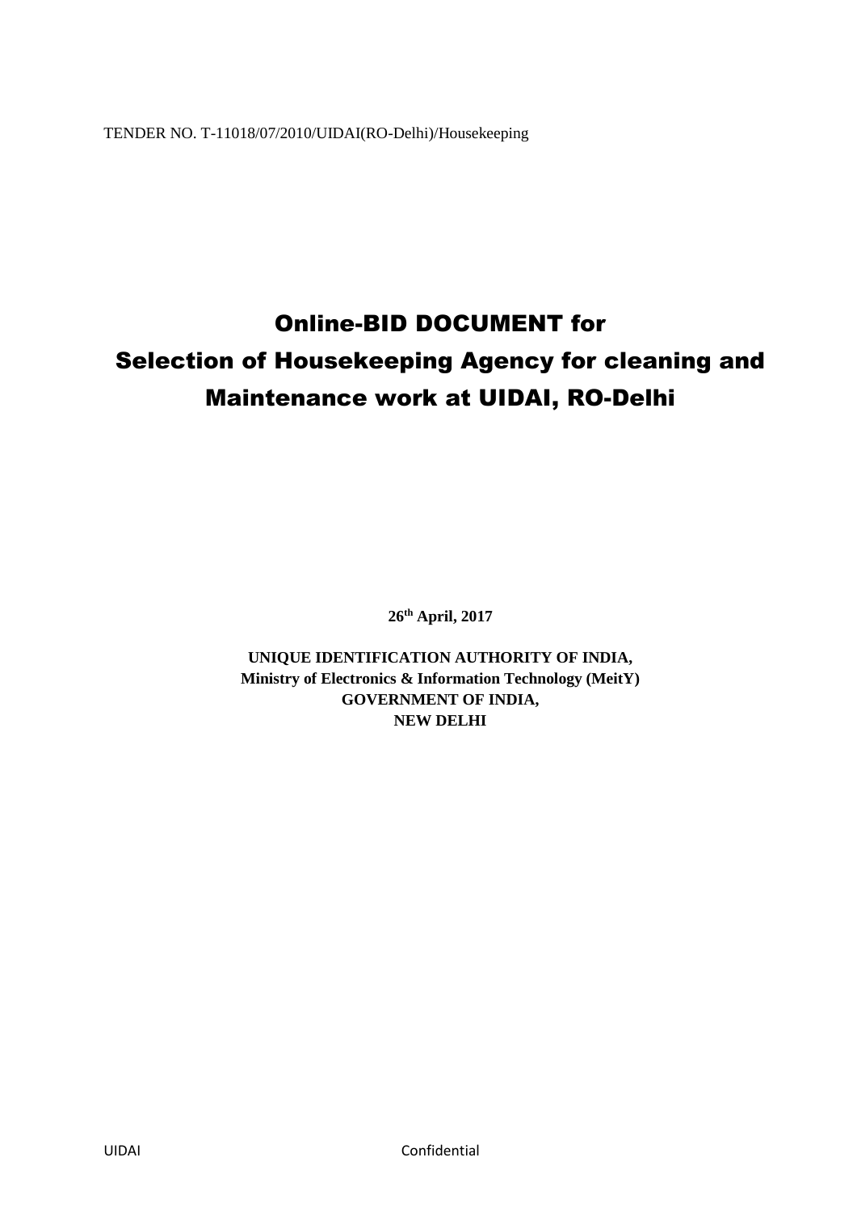TENDER NO. T-11018/07/2010/UIDAI(RO-Delhi)/Housekeeping

# Online-BID DOCUMENT for Selection of Housekeeping Agency for cleaning and Maintenance work at UIDAI, RO-Delhi

**26th April, 2017**

**UNIQUE IDENTIFICATION AUTHORITY OF INDIA,**
**Ministry of Electronics & Information Technology (MeitY)**
**GOVERNMENT OF INDIA,**
**NEW DELHI**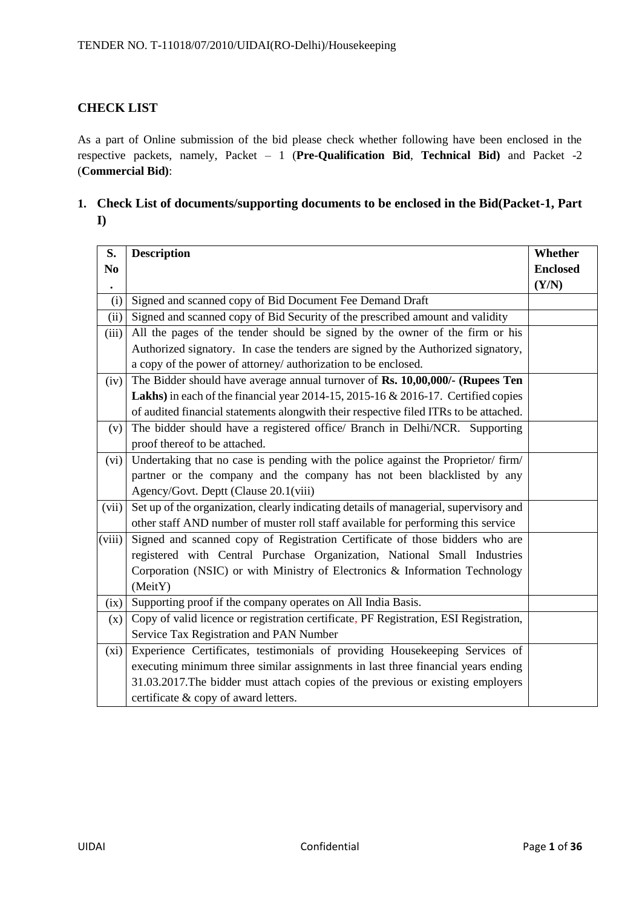## CHECK LIST

As a part of Online submission of the bid please check whether following have been enclosed in the respective packets, namely, Packet – 1 (**Pre-Qualification Bid**, **Technical Bid)** and Packet -2 (**Commercial Bid)**:

### 1. Check List of documents/supporting documents to be enclosed in the Bid(Packet-1, Part I)

| S. No. | Description | Whether Enclosed (Y/N) |
|---|---|---|
| (i) | Signed and scanned copy of Bid Document Fee Demand Draft | |
| (ii) | Signed and scanned copy of Bid Security of the prescribed amount and validity | |
| (iii) | All the pages of the tender should be signed by the owner of the firm or his Authorized signatory. In case the tenders are signed by the Authorized signatory, a copy of the power of attorney/ authorization to be enclosed. | |
| (iv) | The Bidder should have average annual turnover of **Rs. 10,00,000/- (Rupees Ten Lakhs)** in each of the financial year 2014-15, 2015-16 & 2016-17. Certified copies of audited financial statements alongwith their respective filed ITRs to be attached. | |
| (v) | The bidder should have a registered office/ Branch in Delhi/NCR. Supporting proof thereof to be attached. | |
| (vi) | Undertaking that no case is pending with the police against the Proprietor/ firm/ partner or the company and the company has not been blacklisted by any Agency/Govt. Deptt (Clause 20.1(viii) | |
| (vii) | Set up of the organization, clearly indicating details of managerial, supervisory and other staff AND number of muster roll staff available for performing this service | |
| (viii) | Signed and scanned copy of Registration Certificate of those bidders who are registered with Central Purchase Organization, National Small Industries Corporation (NSIC) or with Ministry of Electronics & Information Technology (MeitY) | |
| (ix) | Supporting proof if the company operates on All India Basis. | |
| (x) | Copy of valid licence or registration certificate, PF Registration, ESI Registration, Service Tax Registration and PAN Number | |
| (xi) | Experience Certificates, testimonials of providing Housekeeping Services of executing minimum three similar assignments in last three financial years ending 31.03.2017.The bidder must attach copies of the previous or existing employers certificate & copy of award letters. | |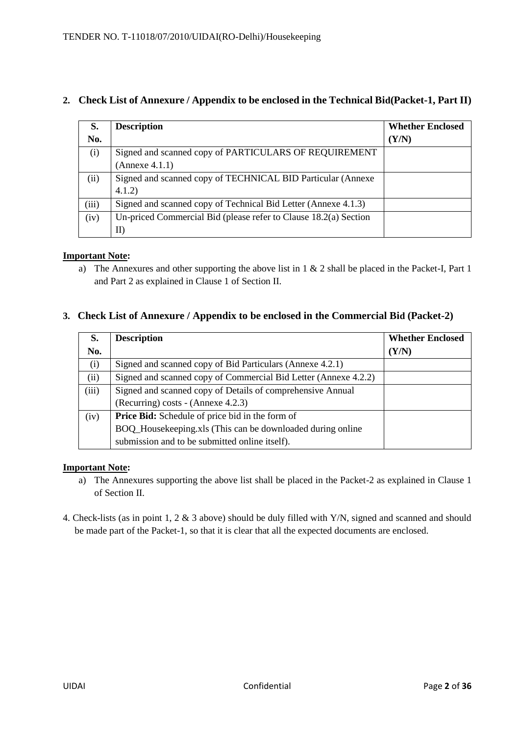## 2. Check List of Annexure / Appendix to be enclosed in the Technical Bid(Packet-1, Part II)

| S. No. | Description | Whether Enclosed (Y/N) |
|---|---|---|
| (i) | Signed and scanned copy of PARTICULARS OF REQUIREMENT (Annexe 4.1.1) | |
| (ii) | Signed and scanned copy of TECHNICAL BID Particular (Annexe 4.1.2) | |
| (iii) | Signed and scanned copy of Technical Bid Letter (Annexe 4.1.3) | |
| (iv) | Un-priced Commercial Bid (please refer to Clause 18.2(a) Section II) | |

**Important Note:**

a) The Annexures and other supporting the above list in 1 & 2 shall be placed in the Packet-I, Part 1 and Part 2 as explained in Clause 1 of Section II.

## 3. Check List of Annexure / Appendix to be enclosed in the Commercial Bid (Packet-2)

| S. No. | Description | Whether Enclosed (Y/N) |
|---|---|---|
| (i) | Signed and scanned copy of Bid Particulars (Annexe 4.2.1) | |
| (ii) | Signed and scanned copy of Commercial Bid Letter (Annexe 4.2.2) | |
| (iii) | Signed and scanned copy of Details of comprehensive Annual (Recurring) costs - (Annexe 4.2.3) | |
| (iv) | **Price Bid:** Schedule of price bid in the form of BOQ_Housekeeping.xls (This can be downloaded during online submission and to be submitted online itself). | |

**Important Note:**

a) The Annexures supporting the above list shall be placed in the Packet-2 as explained in Clause 1 of Section II.

4. Check-lists (as in point 1, 2 & 3 above) should be duly filled with Y/N, signed and scanned and should be made part of the Packet-1, so that it is clear that all the expected documents are enclosed.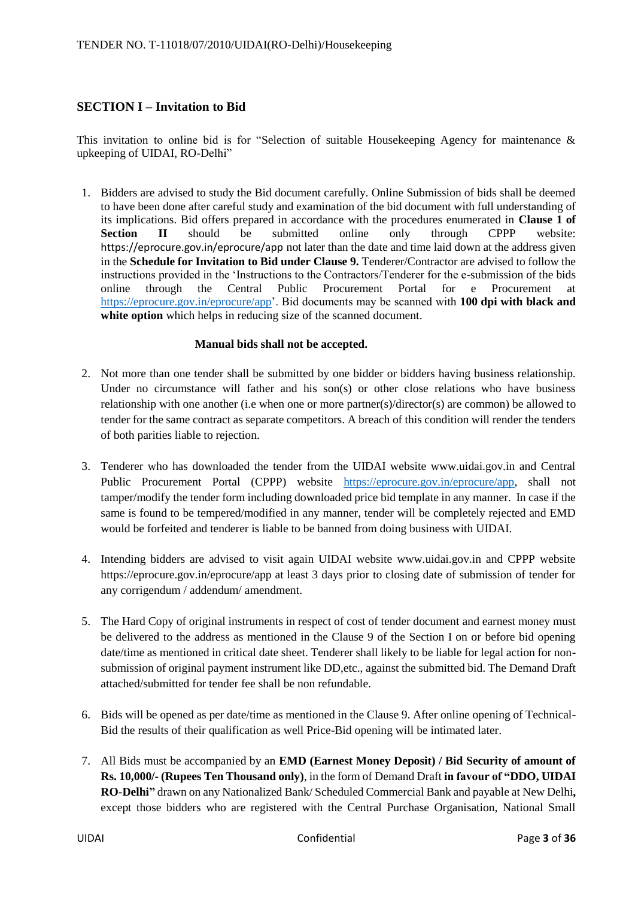## SECTION I – Invitation to Bid

This invitation to online bid is for "Selection of suitable Housekeeping Agency for maintenance & upkeeping of UIDAI, RO-Delhi"

1. Bidders are advised to study the Bid document carefully. Online Submission of bids shall be deemed to have been done after careful study and examination of the bid document with full understanding of its implications. Bid offers prepared in accordance with the procedures enumerated in **Clause 1 of Section II** should be submitted online only through CPPP website: https://eprocure.gov.in/eprocure/app not later than the date and time laid down at the address given in the **Schedule for Invitation to Bid under Clause 9.** Tenderer/Contractor are advised to follow the instructions provided in the 'Instructions to the Contractors/Tenderer for the e-submission of the bids online through the Central Public Procurement Portal for e Procurement at https://eprocure.gov.in/eprocure/app'. Bid documents may be scanned with **100 dpi with black and white option** which helps in reducing size of the scanned document.

   **Manual bids shall not be accepted.**

2. Not more than one tender shall be submitted by one bidder or bidders having business relationship. Under no circumstance will father and his son(s) or other close relations who have business relationship with one another (i.e when one or more partner(s)/director(s) are common) be allowed to tender for the same contract as separate competitors. A breach of this condition will render the tenders of both parities liable to rejection.

3. Tenderer who has downloaded the tender from the UIDAI website www.uidai.gov.in and Central Public Procurement Portal (CPPP) website https://eprocure.gov.in/eprocure/app, shall not tamper/modify the tender form including downloaded price bid template in any manner. In case if the same is found to be tempered/modified in any manner, tender will be completely rejected and EMD would be forfeited and tenderer is liable to be banned from doing business with UIDAI.

4. Intending bidders are advised to visit again UIDAI website www.uidai.gov.in and CPPP website https://eprocure.gov.in/eprocure/app at least 3 days prior to closing date of submission of tender for any corrigendum / addendum/ amendment.

5. The Hard Copy of original instruments in respect of cost of tender document and earnest money must be delivered to the address as mentioned in the Clause 9 of the Section I on or before bid opening date/time as mentioned in critical date sheet. Tenderer shall likely to be liable for legal action for non-submission of original payment instrument like DD,etc., against the submitted bid. The Demand Draft attached/submitted for tender fee shall be non refundable.

6. Bids will be opened as per date/time as mentioned in the Clause 9. After online opening of Technical-Bid the results of their qualification as well Price-Bid opening will be intimated later.

7. All Bids must be accompanied by an **EMD (Earnest Money Deposit) / Bid Security of amount of Rs. 10,000/- (Rupees Ten Thousand only)**, in the form of Demand Draft **in favour of "DDO, UIDAI RO-Delhi"** drawn on any Nationalized Bank/ Scheduled Commercial Bank and payable at New Delhi**,** except those bidders who are registered with the Central Purchase Organisation, National Small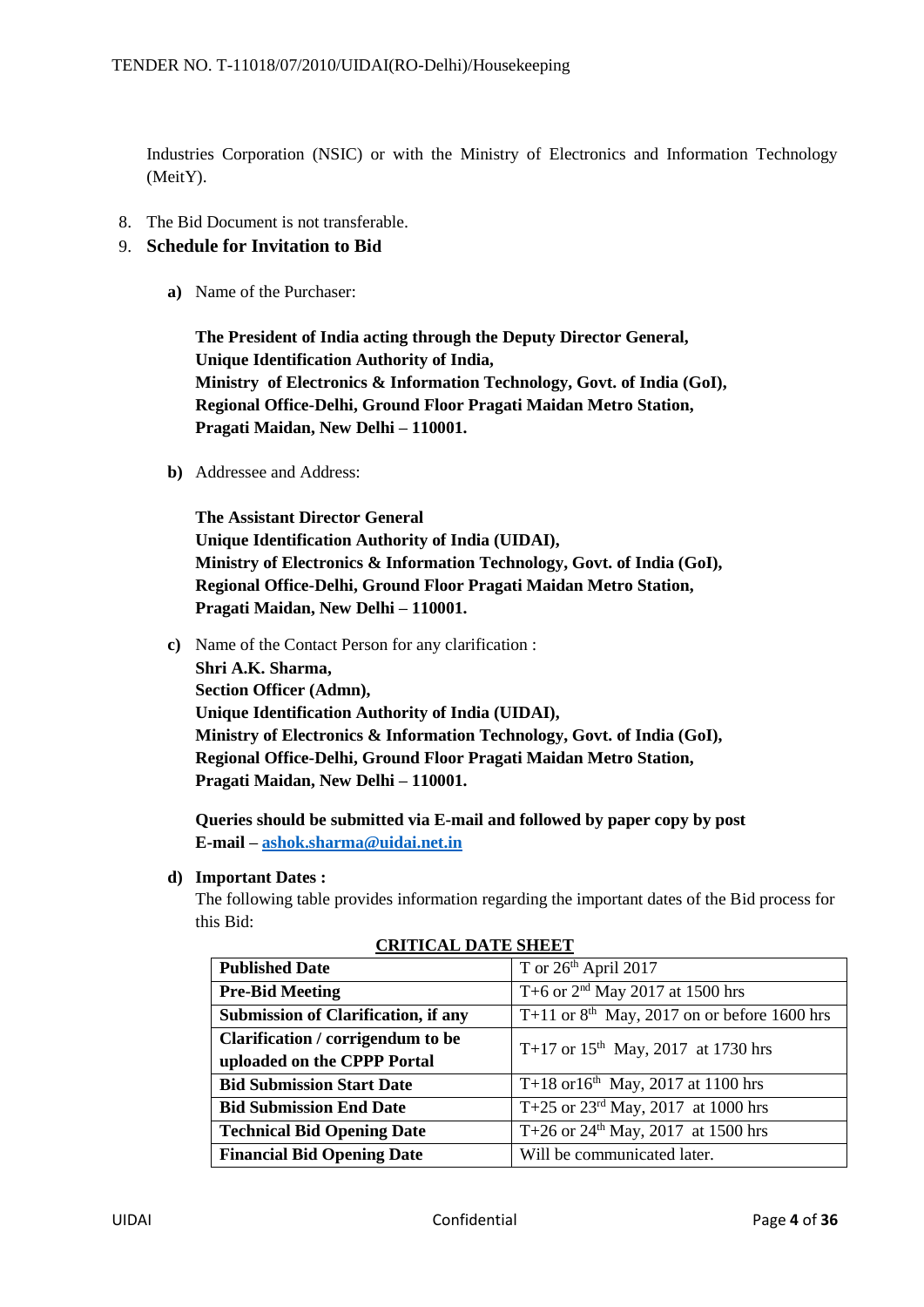Industries Corporation (NSIC) or with the Ministry of Electronics and Information Technology (MeitY).

8. The Bid Document is not transferable.
9. **Schedule for Invitation to Bid**

   **a)** Name of the Purchaser:

   **The President of India acting through the Deputy Director General,**
   **Unique Identification Authority of India,**
   **Ministry of Electronics & Information Technology, Govt. of India (GoI),**
   **Regional Office-Delhi, Ground Floor Pragati Maidan Metro Station,**
   **Pragati Maidan, New Delhi – 110001.**

   **b)** Addressee and Address:

   **The Assistant Director General**
   **Unique Identification Authority of India (UIDAI),**
   **Ministry of Electronics & Information Technology, Govt. of India (GoI),**
   **Regional Office-Delhi, Ground Floor Pragati Maidan Metro Station,**
   **Pragati Maidan, New Delhi – 110001.**

   **c)** Name of the Contact Person for any clarification :
   **Shri A.K. Sharma,**
   **Section Officer (Admn),**
   **Unique Identification Authority of India (UIDAI),**
   **Ministry of Electronics & Information Technology, Govt. of India (GoI),**
   **Regional Office-Delhi, Ground Floor Pragati Maidan Metro Station,**
   **Pragati Maidan, New Delhi – 110001.**

   **Queries should be submitted via E-mail and followed by paper copy by post**
   **E-mail – [ashok.sharma@uidai.net.in](mailto:ashok.sharma@uidai.net.in)**

   **d) Important Dates :**
   The following table provides information regarding the important dates of the Bid process for this Bid:

**CRITICAL DATE SHEET**

| | |
|---|---|
| **Published Date** | T or 26th April 2017 |
| **Pre-Bid Meeting** | T+6 or 2nd May 2017 at 1500 hrs |
| **Submission of Clarification, if any** | T+11 or 8th May, 2017 on or before 1600 hrs |
| **Clarification / corrigendum to be uploaded on the CPPP Portal** | T+17 or 15th May, 2017 at 1730 hrs |
| **Bid Submission Start Date** | T+18 or16th May, 2017 at 1100 hrs |
| **Bid Submission End Date** | T+25 or 23rd May, 2017 at 1000 hrs |
| **Technical Bid Opening Date** | T+26 or 24th May, 2017 at 1500 hrs |
| **Financial Bid Opening Date** | Will be communicated later. |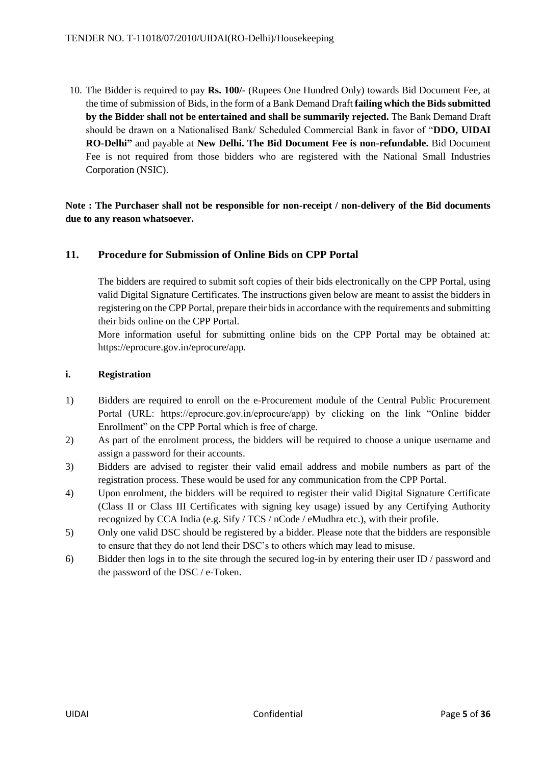10. The Bidder is required to pay **Rs. 100/-** (Rupees One Hundred Only) towards Bid Document Fee, at the time of submission of Bids, in the form of a Bank Demand Draft **failing which the Bids submitted by the Bidder shall not be entertained and shall be summarily rejected.** The Bank Demand Draft should be drawn on a Nationalised Bank/ Scheduled Commercial Bank in favor of "**DDO, UIDAI RO-Delhi"** and payable at **New Delhi. The Bid Document Fee is non-refundable.** Bid Document Fee is not required from those bidders who are registered with the National Small Industries Corporation (NSIC).

**Note : The Purchaser shall not be responsible for non-receipt / non-delivery of the Bid documents due to any reason whatsoever.**

## 11. Procedure for Submission of Online Bids on CPP Portal

The bidders are required to submit soft copies of their bids electronically on the CPP Portal, using valid Digital Signature Certificates. The instructions given below are meant to assist the bidders in registering on the CPP Portal, prepare their bids in accordance with the requirements and submitting their bids online on the CPP Portal.

More information useful for submitting online bids on the CPP Portal may be obtained at: https://eprocure.gov.in/eprocure/app.

### i. Registration

1) Bidders are required to enroll on the e-Procurement module of the Central Public Procurement Portal (URL: https://eprocure.gov.in/eprocure/app) by clicking on the link "Online bidder Enrollment" on the CPP Portal which is free of charge.
2) As part of the enrolment process, the bidders will be required to choose a unique username and assign a password for their accounts.
3) Bidders are advised to register their valid email address and mobile numbers as part of the registration process. These would be used for any communication from the CPP Portal.
4) Upon enrolment, the bidders will be required to register their valid Digital Signature Certificate (Class II or Class III Certificates with signing key usage) issued by any Certifying Authority recognized by CCA India (e.g. Sify / TCS / nCode / eMudhra etc.), with their profile.
5) Only one valid DSC should be registered by a bidder. Please note that the bidders are responsible to ensure that they do not lend their DSC's to others which may lead to misuse.
6) Bidder then logs in to the site through the secured log-in by entering their user ID / password and the password of the DSC / e-Token.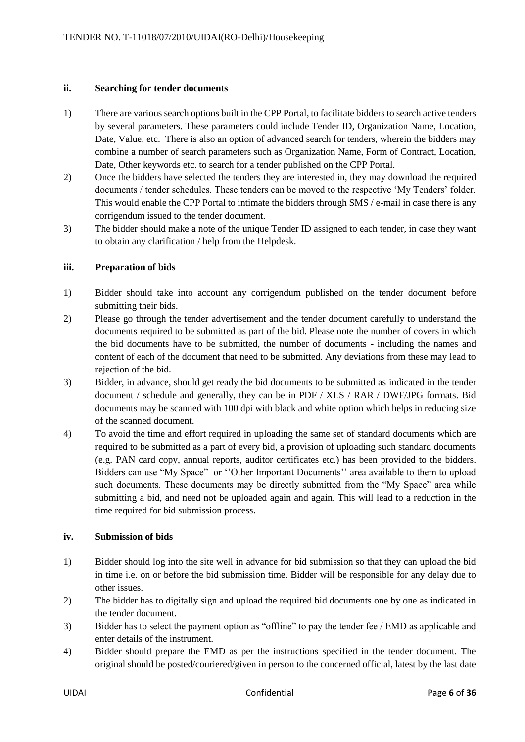### ii. Searching for tender documents

1) There are various search options built in the CPP Portal, to facilitate bidders to search active tenders by several parameters. These parameters could include Tender ID, Organization Name, Location, Date, Value, etc. There is also an option of advanced search for tenders, wherein the bidders may combine a number of search parameters such as Organization Name, Form of Contract, Location, Date, Other keywords etc. to search for a tender published on the CPP Portal.
2) Once the bidders have selected the tenders they are interested in, they may download the required documents / tender schedules. These tenders can be moved to the respective 'My Tenders' folder. This would enable the CPP Portal to intimate the bidders through SMS / e-mail in case there is any corrigendum issued to the tender document.
3) The bidder should make a note of the unique Tender ID assigned to each tender, in case they want to obtain any clarification / help from the Helpdesk.

### iii. Preparation of bids

1) Bidder should take into account any corrigendum published on the tender document before submitting their bids.
2) Please go through the tender advertisement and the tender document carefully to understand the documents required to be submitted as part of the bid. Please note the number of covers in which the bid documents have to be submitted, the number of documents - including the names and content of each of the document that need to be submitted. Any deviations from these may lead to rejection of the bid.
3) Bidder, in advance, should get ready the bid documents to be submitted as indicated in the tender document / schedule and generally, they can be in PDF / XLS / RAR / DWF/JPG formats. Bid documents may be scanned with 100 dpi with black and white option which helps in reducing size of the scanned document.
4) To avoid the time and effort required in uploading the same set of standard documents which are required to be submitted as a part of every bid, a provision of uploading such standard documents (e.g. PAN card copy, annual reports, auditor certificates etc.) has been provided to the bidders. Bidders can use "My Space" or ''Other Important Documents'' area available to them to upload such documents. These documents may be directly submitted from the "My Space" area while submitting a bid, and need not be uploaded again and again. This will lead to a reduction in the time required for bid submission process.

### iv. Submission of bids

1) Bidder should log into the site well in advance for bid submission so that they can upload the bid in time i.e. on or before the bid submission time. Bidder will be responsible for any delay due to other issues.
2) The bidder has to digitally sign and upload the required bid documents one by one as indicated in the tender document.
3) Bidder has to select the payment option as "offline" to pay the tender fee / EMD as applicable and enter details of the instrument.
4) Bidder should prepare the EMD as per the instructions specified in the tender document. The original should be posted/couriered/given in person to the concerned official, latest by the last date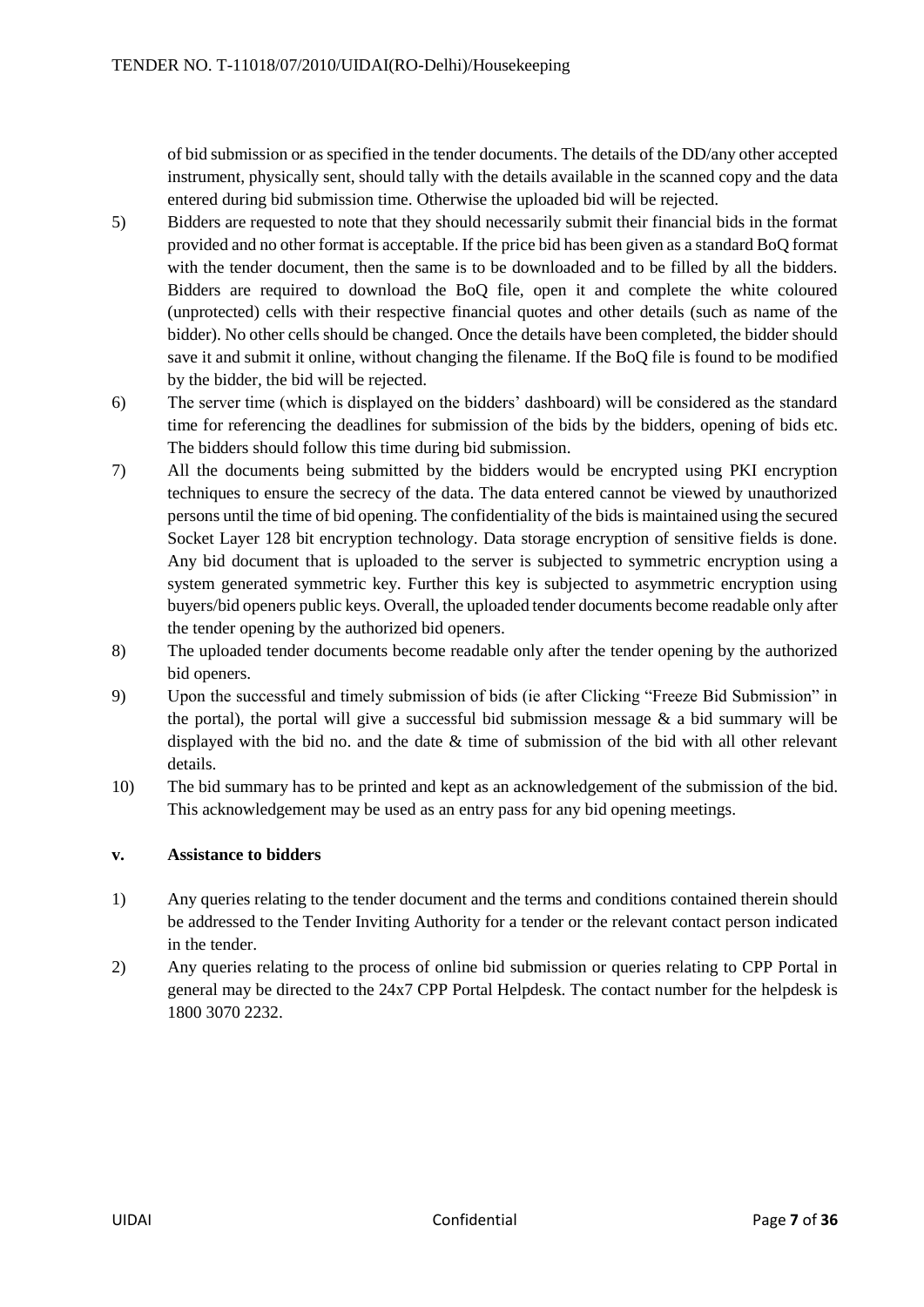of bid submission or as specified in the tender documents. The details of the DD/any other accepted instrument, physically sent, should tally with the details available in the scanned copy and the data entered during bid submission time. Otherwise the uploaded bid will be rejected.

5) Bidders are requested to note that they should necessarily submit their financial bids in the format provided and no other format is acceptable. If the price bid has been given as a standard BoQ format with the tender document, then the same is to be downloaded and to be filled by all the bidders. Bidders are required to download the BoQ file, open it and complete the white coloured (unprotected) cells with their respective financial quotes and other details (such as name of the bidder). No other cells should be changed. Once the details have been completed, the bidder should save it and submit it online, without changing the filename. If the BoQ file is found to be modified by the bidder, the bid will be rejected.

6) The server time (which is displayed on the bidders' dashboard) will be considered as the standard time for referencing the deadlines for submission of the bids by the bidders, opening of bids etc. The bidders should follow this time during bid submission.

7) All the documents being submitted by the bidders would be encrypted using PKI encryption techniques to ensure the secrecy of the data. The data entered cannot be viewed by unauthorized persons until the time of bid opening. The confidentiality of the bids is maintained using the secured Socket Layer 128 bit encryption technology. Data storage encryption of sensitive fields is done. Any bid document that is uploaded to the server is subjected to symmetric encryption using a system generated symmetric key. Further this key is subjected to asymmetric encryption using buyers/bid openers public keys. Overall, the uploaded tender documents become readable only after the tender opening by the authorized bid openers.

8) The uploaded tender documents become readable only after the tender opening by the authorized bid openers.

9) Upon the successful and timely submission of bids (ie after Clicking "Freeze Bid Submission" in the portal), the portal will give a successful bid submission message & a bid summary will be displayed with the bid no. and the date & time of submission of the bid with all other relevant details.

10) The bid summary has to be printed and kept as an acknowledgement of the submission of the bid. This acknowledgement may be used as an entry pass for any bid opening meetings.

**v. Assistance to bidders**

1) Any queries relating to the tender document and the terms and conditions contained therein should be addressed to the Tender Inviting Authority for a tender or the relevant contact person indicated in the tender.

2) Any queries relating to the process of online bid submission or queries relating to CPP Portal in general may be directed to the 24x7 CPP Portal Helpdesk. The contact number for the helpdesk is 1800 3070 2232.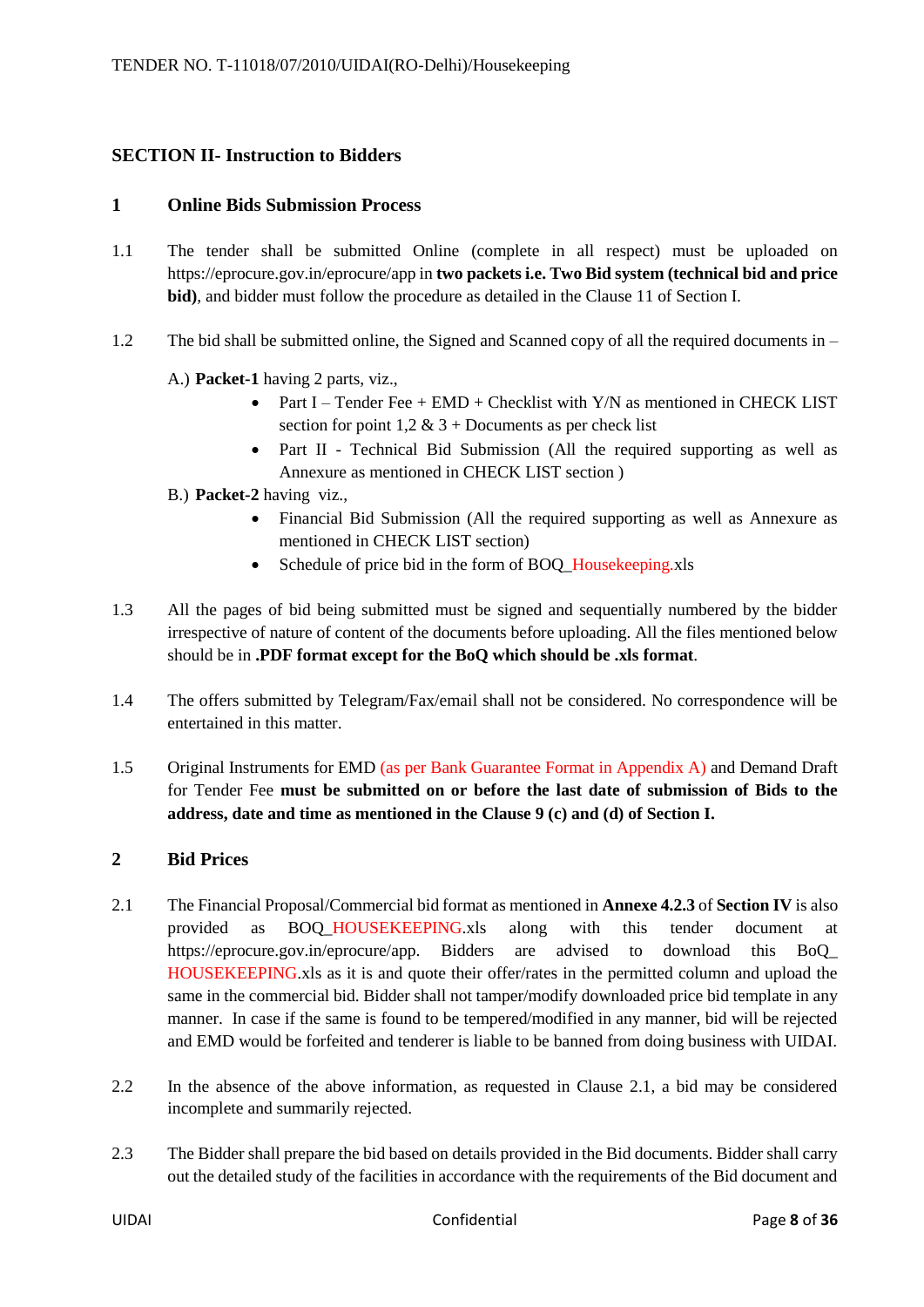## SECTION II- Instruction to Bidders

### 1 Online Bids Submission Process

1.1 The tender shall be submitted Online (complete in all respect) must be uploaded on https://eprocure.gov.in/eprocure/app in **two packets i.e. Two Bid system (technical bid and price bid)**, and bidder must follow the procedure as detailed in the Clause 11 of Section I.

1.2 The bid shall be submitted online, the Signed and Scanned copy of all the required documents in –

A.) **Packet-1** having 2 parts, viz.,

- Part I – Tender Fee + EMD + Checklist with Y/N as mentioned in CHECK LIST section for point 1,2 & 3 + Documents as per check list
- Part II - Technical Bid Submission (All the required supporting as well as Annexure as mentioned in CHECK LIST section )

B.) **Packet-2** having viz.,

- Financial Bid Submission (All the required supporting as well as Annexure as mentioned in CHECK LIST section)
- Schedule of price bid in the form of BOQ_Housekeeping.xls

1.3 All the pages of bid being submitted must be signed and sequentially numbered by the bidder irrespective of nature of content of the documents before uploading. All the files mentioned below should be in **.PDF format except for the BoQ which should be .xls format**.

1.4 The offers submitted by Telegram/Fax/email shall not be considered. No correspondence will be entertained in this matter.

1.5 Original Instruments for EMD (as per Bank Guarantee Format in Appendix A) and Demand Draft for Tender Fee **must be submitted on or before the last date of submission of Bids to the address, date and time as mentioned in the Clause 9 (c) and (d) of Section I.**

### 2 Bid Prices

2.1 The Financial Proposal/Commercial bid format as mentioned in **Annexe 4.2.3** of **Section IV** is also provided as BOQ_HOUSEKEEPING.xls along with this tender document at https://eprocure.gov.in/eprocure/app. Bidders are advised to download this BoQ_ HOUSEKEEPING.xls as it is and quote their offer/rates in the permitted column and upload the same in the commercial bid. Bidder shall not tamper/modify downloaded price bid template in any manner. In case if the same is found to be tempered/modified in any manner, bid will be rejected and EMD would be forfeited and tenderer is liable to be banned from doing business with UIDAI.

2.2 In the absence of the above information, as requested in Clause 2.1, a bid may be considered incomplete and summarily rejected.

2.3 The Bidder shall prepare the bid based on details provided in the Bid documents. Bidder shall carry out the detailed study of the facilities in accordance with the requirements of the Bid document and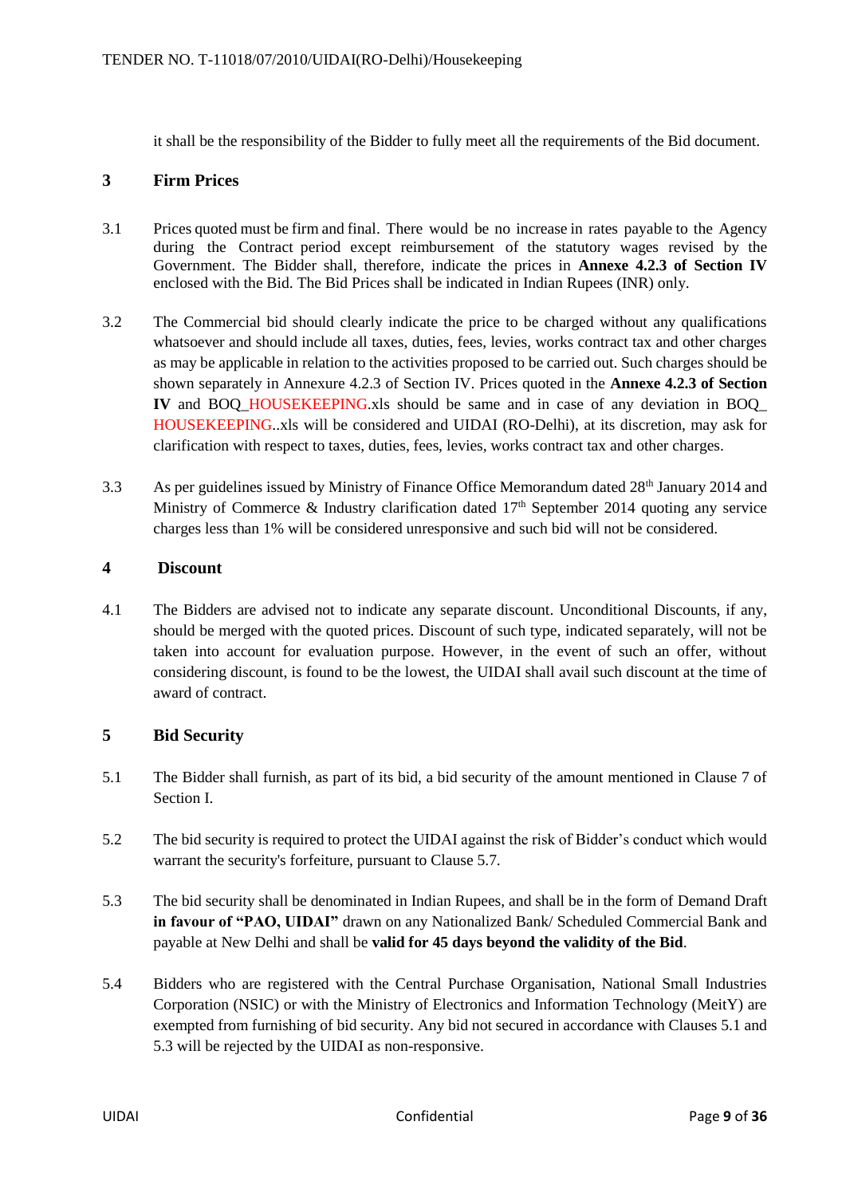it shall be the responsibility of the Bidder to fully meet all the requirements of the Bid document.

## 3 Firm Prices

3.1 Prices quoted must be firm and final. There would be no increase in rates payable to the Agency during the Contract period except reimbursement of the statutory wages revised by the Government. The Bidder shall, therefore, indicate the prices in **Annexe 4.2.3 of Section IV** enclosed with the Bid. The Bid Prices shall be indicated in Indian Rupees (INR) only.

3.2 The Commercial bid should clearly indicate the price to be charged without any qualifications whatsoever and should include all taxes, duties, fees, levies, works contract tax and other charges as may be applicable in relation to the activities proposed to be carried out. Such charges should be shown separately in Annexure 4.2.3 of Section IV. Prices quoted in the **Annexe 4.2.3 of Section IV** and BOQ_HOUSEKEEPING.xls should be same and in case of any deviation in BOQ_ HOUSEKEEPING..xls will be considered and UIDAI (RO-Delhi), at its discretion, may ask for clarification with respect to taxes, duties, fees, levies, works contract tax and other charges.

3.3 As per guidelines issued by Ministry of Finance Office Memorandum dated 28th January 2014 and Ministry of Commerce & Industry clarification dated 17th September 2014 quoting any service charges less than 1% will be considered unresponsive and such bid will not be considered.

## 4 Discount

4.1 The Bidders are advised not to indicate any separate discount. Unconditional Discounts, if any, should be merged with the quoted prices. Discount of such type, indicated separately, will not be taken into account for evaluation purpose. However, in the event of such an offer, without considering discount, is found to be the lowest, the UIDAI shall avail such discount at the time of award of contract.

## 5 Bid Security

5.1 The Bidder shall furnish, as part of its bid, a bid security of the amount mentioned in Clause 7 of Section I.

5.2 The bid security is required to protect the UIDAI against the risk of Bidder's conduct which would warrant the security's forfeiture, pursuant to Clause 5.7.

5.3 The bid security shall be denominated in Indian Rupees, and shall be in the form of Demand Draft **in favour of "PAO, UIDAI"** drawn on any Nationalized Bank/ Scheduled Commercial Bank and payable at New Delhi and shall be **valid for 45 days beyond the validity of the Bid**.

5.4 Bidders who are registered with the Central Purchase Organisation, National Small Industries Corporation (NSIC) or with the Ministry of Electronics and Information Technology (MeitY) are exempted from furnishing of bid security. Any bid not secured in accordance with Clauses 5.1 and 5.3 will be rejected by the UIDAI as non-responsive.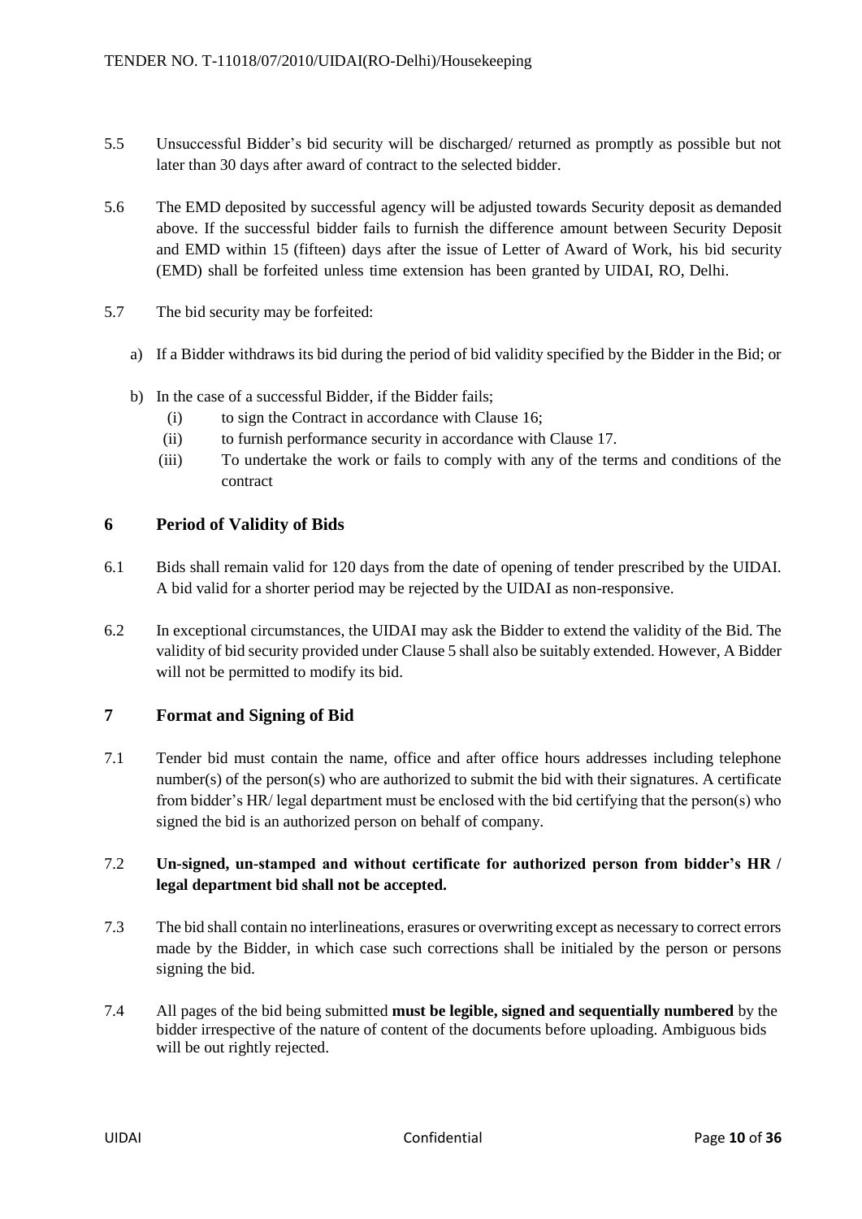5.5 Unsuccessful Bidder's bid security will be discharged/ returned as promptly as possible but not later than 30 days after award of contract to the selected bidder.

5.6 The EMD deposited by successful agency will be adjusted towards Security deposit as demanded above. If the successful bidder fails to furnish the difference amount between Security Deposit and EMD within 15 (fifteen) days after the issue of Letter of Award of Work, his bid security (EMD) shall be forfeited unless time extension has been granted by UIDAI, RO, Delhi.

5.7 The bid security may be forfeited:

a) If a Bidder withdraws its bid during the period of bid validity specified by the Bidder in the Bid; or

b) In the case of a successful Bidder, if the Bidder fails;
   - (i) to sign the Contract in accordance with Clause 16;
   - (ii) to furnish performance security in accordance with Clause 17.
   - (iii) To undertake the work or fails to comply with any of the terms and conditions of the contract

## 6 Period of Validity of Bids

6.1 Bids shall remain valid for 120 days from the date of opening of tender prescribed by the UIDAI. A bid valid for a shorter period may be rejected by the UIDAI as non-responsive.

6.2 In exceptional circumstances, the UIDAI may ask the Bidder to extend the validity of the Bid. The validity of bid security provided under Clause 5 shall also be suitably extended. However, A Bidder will not be permitted to modify its bid.

## 7 Format and Signing of Bid

7.1 Tender bid must contain the name, office and after office hours addresses including telephone number(s) of the person(s) who are authorized to submit the bid with their signatures. A certificate from bidder's HR/ legal department must be enclosed with the bid certifying that the person(s) who signed the bid is an authorized person on behalf of company.

7.2 **Un-signed, un-stamped and without certificate for authorized person from bidder's HR / legal department bid shall not be accepted.**

7.3 The bid shall contain no interlineations, erasures or overwriting except as necessary to correct errors made by the Bidder, in which case such corrections shall be initialed by the person or persons signing the bid.

7.4 All pages of the bid being submitted **must be legible, signed and sequentially numbered** by the bidder irrespective of the nature of content of the documents before uploading. Ambiguous bids will be out rightly rejected.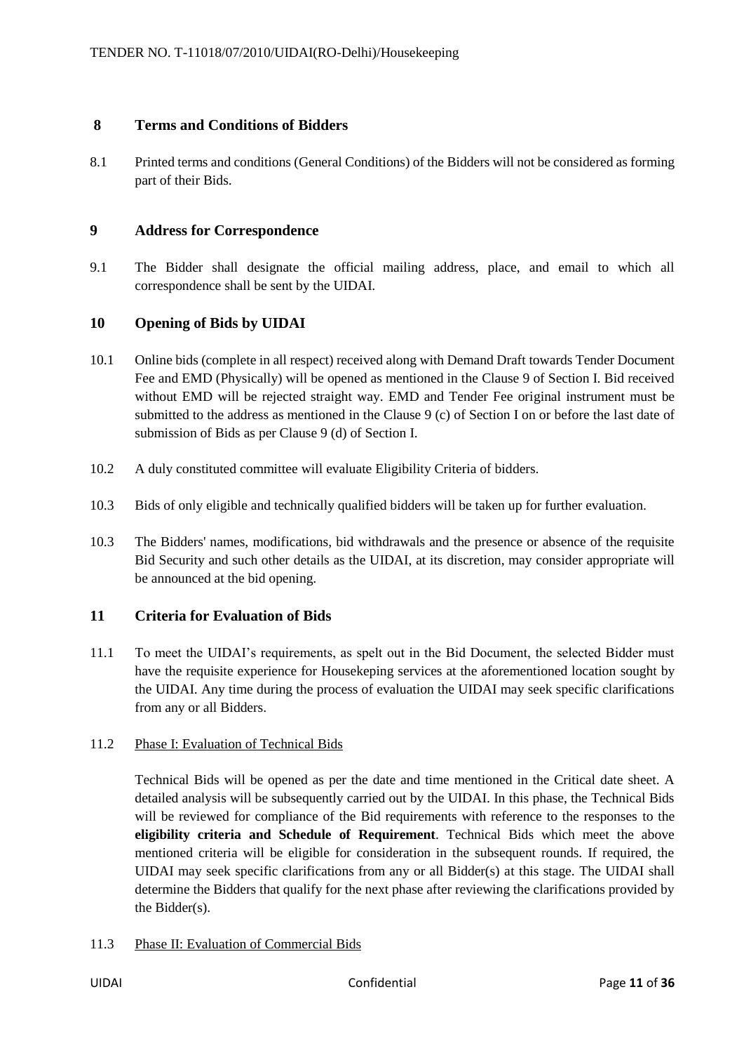## 8 Terms and Conditions of Bidders

8.1 Printed terms and conditions (General Conditions) of the Bidders will not be considered as forming part of their Bids.

## 9 Address for Correspondence

9.1 The Bidder shall designate the official mailing address, place, and email to which all correspondence shall be sent by the UIDAI.

## 10 Opening of Bids by UIDAI

10.1 Online bids (complete in all respect) received along with Demand Draft towards Tender Document Fee and EMD (Physically) will be opened as mentioned in the Clause 9 of Section I. Bid received without EMD will be rejected straight way. EMD and Tender Fee original instrument must be submitted to the address as mentioned in the Clause 9 (c) of Section I on or before the last date of submission of Bids as per Clause 9 (d) of Section I.

10.2 A duly constituted committee will evaluate Eligibility Criteria of bidders.

10.3 Bids of only eligible and technically qualified bidders will be taken up for further evaluation.

10.3 The Bidders' names, modifications, bid withdrawals and the presence or absence of the requisite Bid Security and such other details as the UIDAI, at its discretion, may consider appropriate will be announced at the bid opening.

## 11 Criteria for Evaluation of Bids

11.1 To meet the UIDAI's requirements, as spelt out in the Bid Document, the selected Bidder must have the requisite experience for Housekeping services at the aforementioned location sought by the UIDAI. Any time during the process of evaluation the UIDAI may seek specific clarifications from any or all Bidders.

11.2 Phase I: Evaluation of Technical Bids

Technical Bids will be opened as per the date and time mentioned in the Critical date sheet. A detailed analysis will be subsequently carried out by the UIDAI. In this phase, the Technical Bids will be reviewed for compliance of the Bid requirements with reference to the responses to the **eligibility criteria and Schedule of Requirement**. Technical Bids which meet the above mentioned criteria will be eligible for consideration in the subsequent rounds. If required, the UIDAI may seek specific clarifications from any or all Bidder(s) at this stage. The UIDAI shall determine the Bidders that qualify for the next phase after reviewing the clarifications provided by the Bidder(s).

11.3 Phase II: Evaluation of Commercial Bids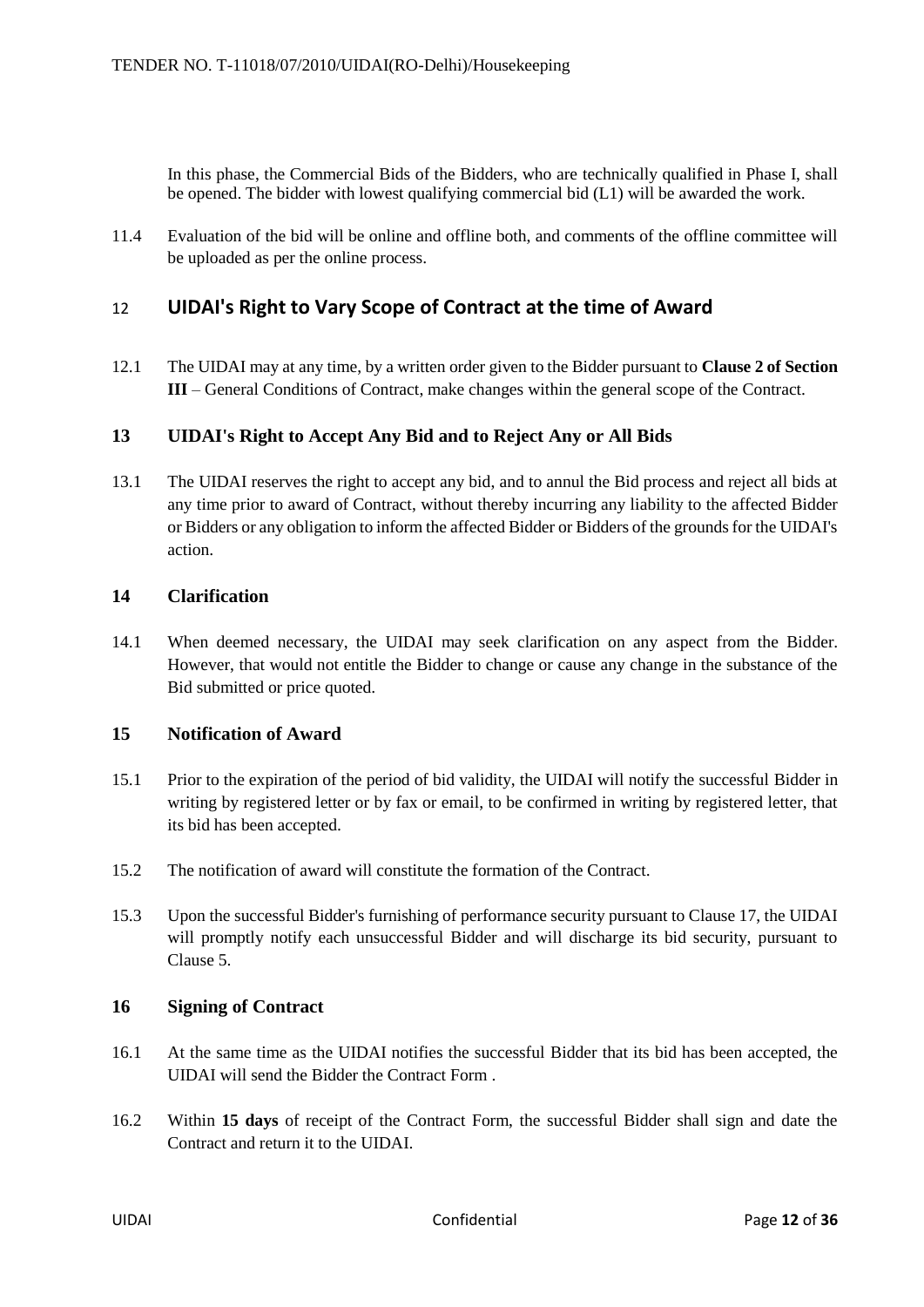In this phase, the Commercial Bids of the Bidders, who are technically qualified in Phase I, shall be opened. The bidder with lowest qualifying commercial bid (L1) will be awarded the work.

11.4 Evaluation of the bid will be online and offline both, and comments of the offline committee will be uploaded as per the online process.

## 12 UIDAI's Right to Vary Scope of Contract at the time of Award

12.1 The UIDAI may at any time, by a written order given to the Bidder pursuant to **Clause 2 of Section III** – General Conditions of Contract, make changes within the general scope of the Contract.

### 13 UIDAI's Right to Accept Any Bid and to Reject Any or All Bids

13.1 The UIDAI reserves the right to accept any bid, and to annul the Bid process and reject all bids at any time prior to award of Contract, without thereby incurring any liability to the affected Bidder or Bidders or any obligation to inform the affected Bidder or Bidders of the grounds for the UIDAI's action.

### 14 Clarification

14.1 When deemed necessary, the UIDAI may seek clarification on any aspect from the Bidder. However, that would not entitle the Bidder to change or cause any change in the substance of the Bid submitted or price quoted.

### 15 Notification of Award

15.1 Prior to the expiration of the period of bid validity, the UIDAI will notify the successful Bidder in writing by registered letter or by fax or email, to be confirmed in writing by registered letter, that its bid has been accepted.

15.2 The notification of award will constitute the formation of the Contract.

15.3 Upon the successful Bidder's furnishing of performance security pursuant to Clause 17, the UIDAI will promptly notify each unsuccessful Bidder and will discharge its bid security, pursuant to Clause 5.

### 16 Signing of Contract

16.1 At the same time as the UIDAI notifies the successful Bidder that its bid has been accepted, the UIDAI will send the Bidder the Contract Form .

16.2 Within **15 days** of receipt of the Contract Form, the successful Bidder shall sign and date the Contract and return it to the UIDAI.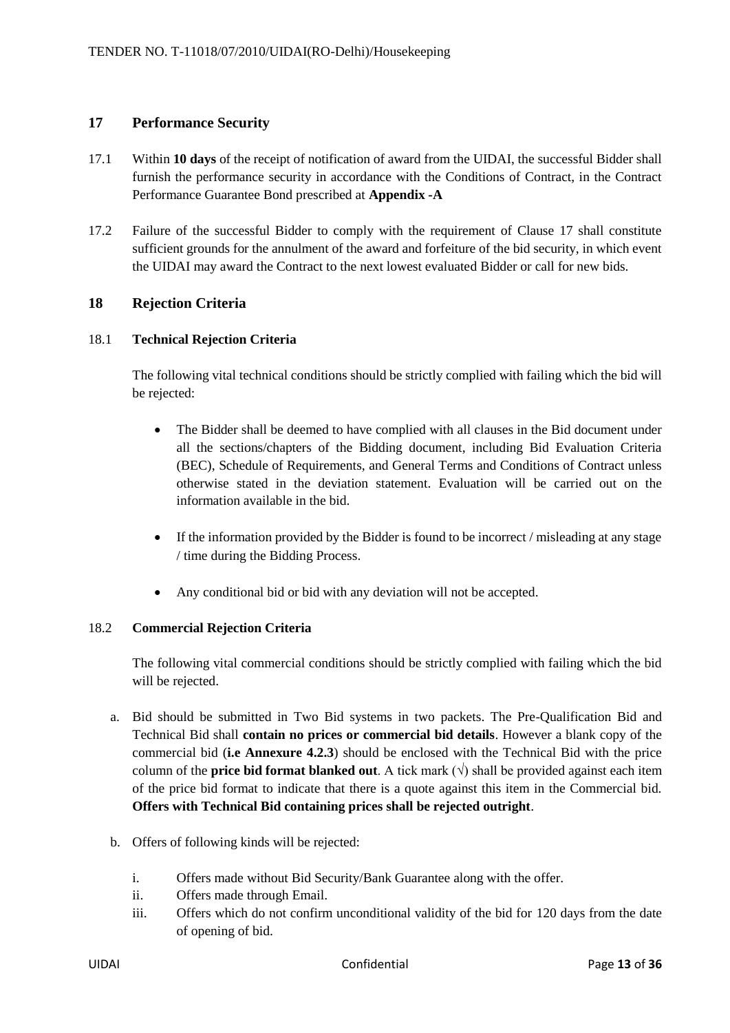## 17 Performance Security

17.1 Within **10 days** of the receipt of notification of award from the UIDAI, the successful Bidder shall furnish the performance security in accordance with the Conditions of Contract, in the Contract Performance Guarantee Bond prescribed at **Appendix -A**

17.2 Failure of the successful Bidder to comply with the requirement of Clause 17 shall constitute sufficient grounds for the annulment of the award and forfeiture of the bid security, in which event the UIDAI may award the Contract to the next lowest evaluated Bidder or call for new bids.

## 18 Rejection Criteria

### 18.1 Technical Rejection Criteria

The following vital technical conditions should be strictly complied with failing which the bid will be rejected:

- The Bidder shall be deemed to have complied with all clauses in the Bid document under all the sections/chapters of the Bidding document, including Bid Evaluation Criteria (BEC), Schedule of Requirements, and General Terms and Conditions of Contract unless otherwise stated in the deviation statement. Evaluation will be carried out on the information available in the bid.
- If the information provided by the Bidder is found to be incorrect / misleading at any stage / time during the Bidding Process.
- Any conditional bid or bid with any deviation will not be accepted.

### 18.2 Commercial Rejection Criteria

The following vital commercial conditions should be strictly complied with failing which the bid will be rejected.

a. Bid should be submitted in Two Bid systems in two packets. The Pre-Qualification Bid and Technical Bid shall **contain no prices or commercial bid details**. However a blank copy of the commercial bid (**i.e Annexure 4.2.3**) should be enclosed with the Technical Bid with the price column of the **price bid format blanked out**. A tick mark (√) shall be provided against each item of the price bid format to indicate that there is a quote against this item in the Commercial bid. **Offers with Technical Bid containing prices shall be rejected outright**.

b. Offers of following kinds will be rejected:

   i. Offers made without Bid Security/Bank Guarantee along with the offer.

   ii. Offers made through Email.

   iii. Offers which do not confirm unconditional validity of the bid for 120 days from the date of opening of bid.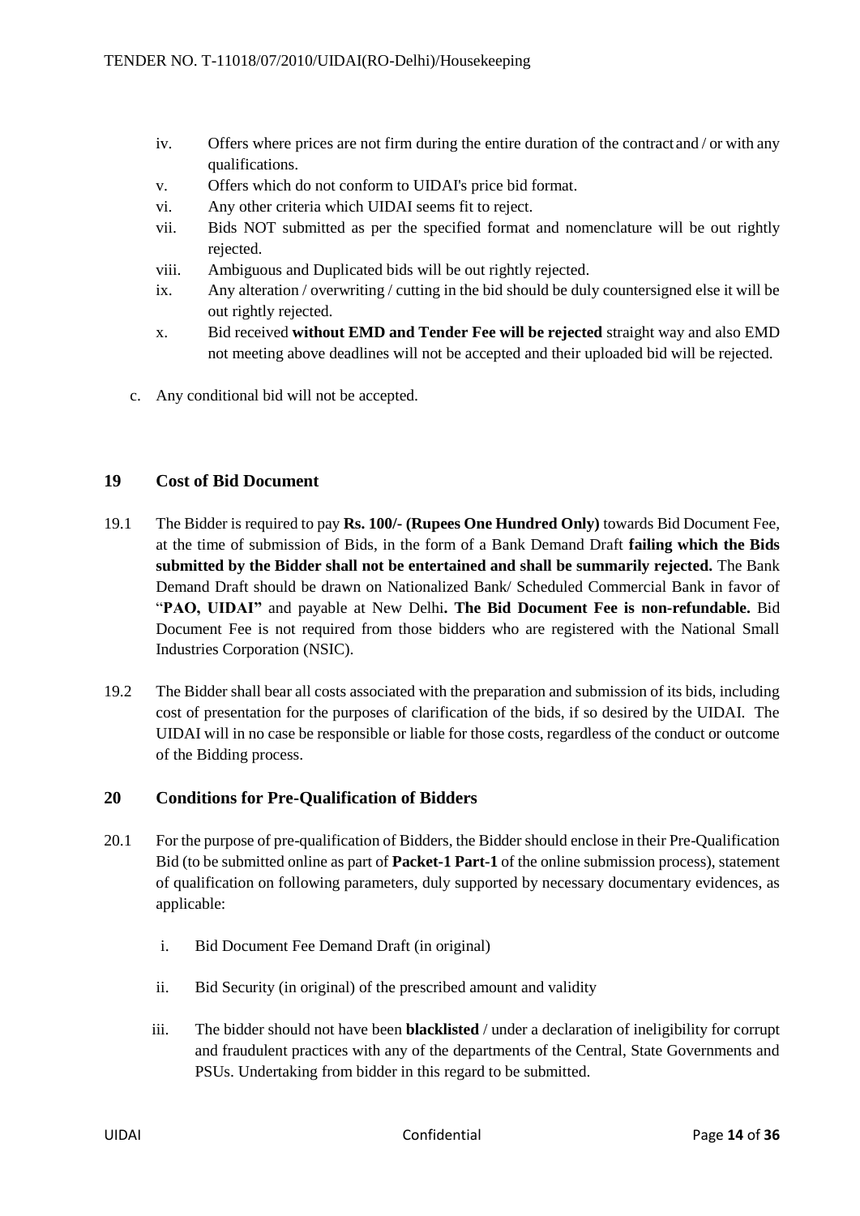iv. Offers where prices are not firm during the entire duration of the contract and / or with any qualifications.
v. Offers which do not conform to UIDAI's price bid format.
vi. Any other criteria which UIDAI seems fit to reject.
vii. Bids NOT submitted as per the specified format and nomenclature will be out rightly rejected.
viii. Ambiguous and Duplicated bids will be out rightly rejected.
ix. Any alteration / overwriting / cutting in the bid should be duly countersigned else it will be out rightly rejected.
x. Bid received **without EMD and Tender Fee will be rejected** straight way and also EMD not meeting above deadlines will not be accepted and their uploaded bid will be rejected.

c. Any conditional bid will not be accepted.

## 19 Cost of Bid Document

19.1 The Bidder is required to pay **Rs. 100/- (Rupees One Hundred Only)** towards Bid Document Fee, at the time of submission of Bids, in the form of a Bank Demand Draft **failing which the Bids submitted by the Bidder shall not be entertained and shall be summarily rejected.** The Bank Demand Draft should be drawn on Nationalized Bank/ Scheduled Commercial Bank in favor of "**PAO, UIDAI"** and payable at New Delhi**. The Bid Document Fee is non-refundable.** Bid Document Fee is not required from those bidders who are registered with the National Small Industries Corporation (NSIC).

19.2 The Bidder shall bear all costs associated with the preparation and submission of its bids, including cost of presentation for the purposes of clarification of the bids, if so desired by the UIDAI. The UIDAI will in no case be responsible or liable for those costs, regardless of the conduct or outcome of the Bidding process.

## 20 Conditions for Pre-Qualification of Bidders

20.1 For the purpose of pre-qualification of Bidders, the Bidder should enclose in their Pre-Qualification Bid (to be submitted online as part of **Packet-1 Part-1** of the online submission process), statement of qualification on following parameters, duly supported by necessary documentary evidences, as applicable:

i. Bid Document Fee Demand Draft (in original)

ii. Bid Security (in original) of the prescribed amount and validity

iii. The bidder should not have been **blacklisted** / under a declaration of ineligibility for corrupt and fraudulent practices with any of the departments of the Central, State Governments and PSUs. Undertaking from bidder in this regard to be submitted.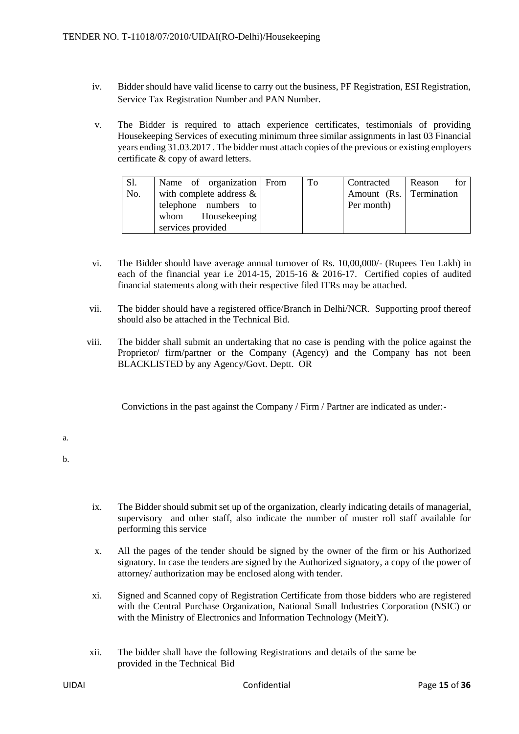iv. Bidder should have valid license to carry out the business, PF Registration, ESI Registration, Service Tax Registration Number and PAN Number.

v. The Bidder is required to attach experience certificates, testimonials of providing Housekeeping Services of executing minimum three similar assignments in last 03 Financial years ending 31.03.2017 . The bidder must attach copies of the previous or existing employers certificate & copy of award letters.

| Sl. No. | Name of organization with complete address & telephone numbers to whom Housekeeping services provided | From | To | Contracted Amount (Rs. Per month) | Reason for Termination |
|---|---|---|---|---|---|
| | | | | | |

vi. The Bidder should have average annual turnover of Rs. 10,00,000/- (Rupees Ten Lakh) in each of the financial year i.e 2014-15, 2015-16 & 2016-17. Certified copies of audited financial statements along with their respective filed ITRs may be attached.

vii. The bidder should have a registered office/Branch in Delhi/NCR. Supporting proof thereof should also be attached in the Technical Bid.

viii. The bidder shall submit an undertaking that no case is pending with the police against the Proprietor/ firm/partner or the Company (Agency) and the Company has not been BLACKLISTED by any Agency/Govt. Deptt. OR

Convictions in the past against the Company / Firm / Partner are indicated as under:-

a.

b.

ix. The Bidder should submit set up of the organization, clearly indicating details of managerial, supervisory and other staff, also indicate the number of muster roll staff available for performing this service

x. All the pages of the tender should be signed by the owner of the firm or his Authorized signatory. In case the tenders are signed by the Authorized signatory, a copy of the power of attorney/ authorization may be enclosed along with tender.

xi. Signed and Scanned copy of Registration Certificate from those bidders who are registered with the Central Purchase Organization, National Small Industries Corporation (NSIC) or with the Ministry of Electronics and Information Technology (MeitY).

xii. The bidder shall have the following Registrations and details of the same be provided in the Technical Bid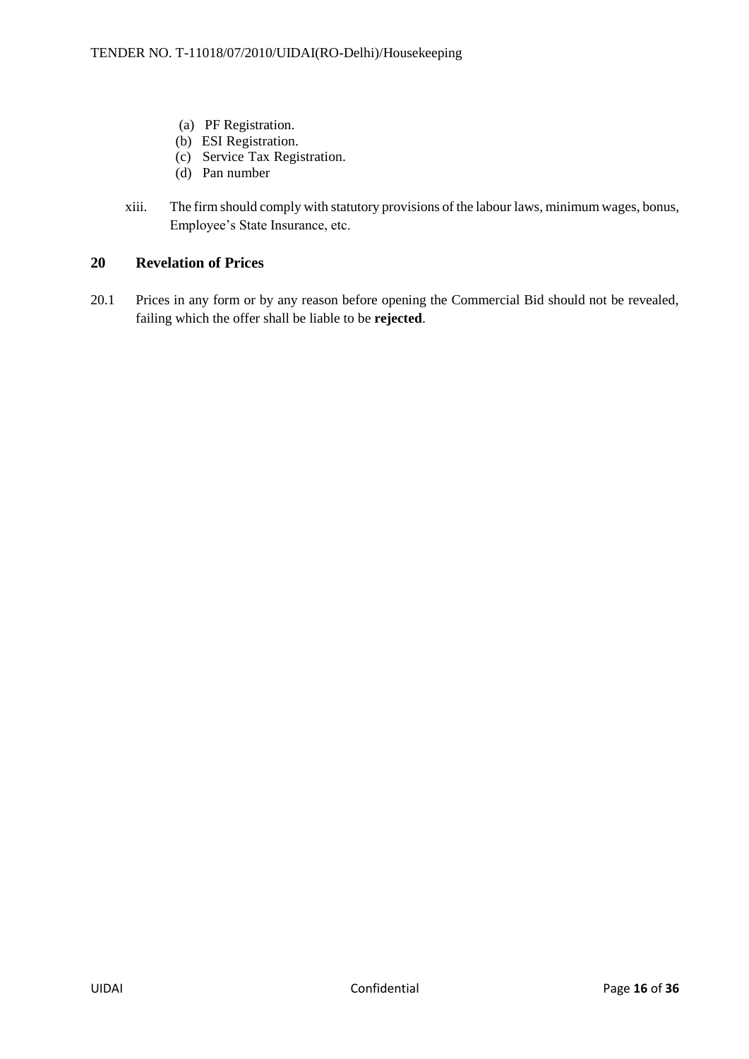(a) PF Registration.
(b) ESI Registration.
(c) Service Tax Registration.
(d) Pan number

xiii. The firm should comply with statutory provisions of the labour laws, minimum wages, bonus, Employee's State Insurance, etc.

## 20 Revelation of Prices

20.1 Prices in any form or by any reason before opening the Commercial Bid should not be revealed, failing which the offer shall be liable to be **rejected**.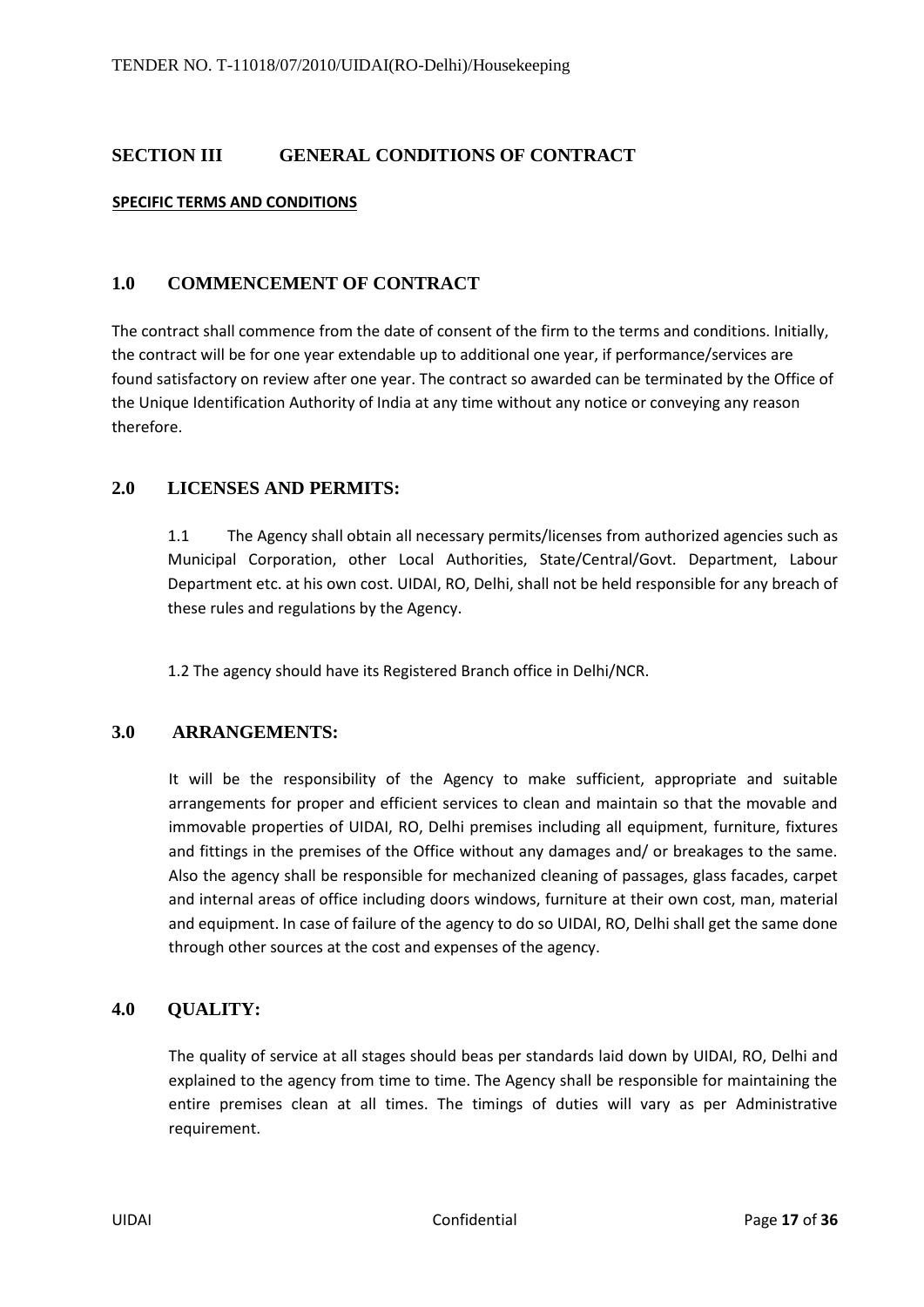## SECTION III GENERAL CONDITIONS OF CONTRACT

**SPECIFIC TERMS AND CONDITIONS**

### 1.0 COMMENCEMENT OF CONTRACT

The contract shall commence from the date of consent of the firm to the terms and conditions. Initially, the contract will be for one year extendable up to additional one year, if performance/services are found satisfactory on review after one year. The contract so awarded can be terminated by the Office of the Unique Identification Authority of India at any time without any notice or conveying any reason therefore.

### 2.0 LICENSES AND PERMITS:

1.1 The Agency shall obtain all necessary permits/licenses from authorized agencies such as Municipal Corporation, other Local Authorities, State/Central/Govt. Department, Labour Department etc. at his own cost. UIDAI, RO, Delhi, shall not be held responsible for any breach of these rules and regulations by the Agency.

1.2 The agency should have its Registered Branch office in Delhi/NCR.

### 3.0 ARRANGEMENTS:

It will be the responsibility of the Agency to make sufficient, appropriate and suitable arrangements for proper and efficient services to clean and maintain so that the movable and immovable properties of UIDAI, RO, Delhi premises including all equipment, furniture, fixtures and fittings in the premises of the Office without any damages and/ or breakages to the same. Also the agency shall be responsible for mechanized cleaning of passages, glass facades, carpet and internal areas of office including doors windows, furniture at their own cost, man, material and equipment. In case of failure of the agency to do so UIDAI, RO, Delhi shall get the same done through other sources at the cost and expenses of the agency.

### 4.0 QUALITY:

The quality of service at all stages should beas per standards laid down by UIDAI, RO, Delhi and explained to the agency from time to time. The Agency shall be responsible for maintaining the entire premises clean at all times. The timings of duties will vary as per Administrative requirement.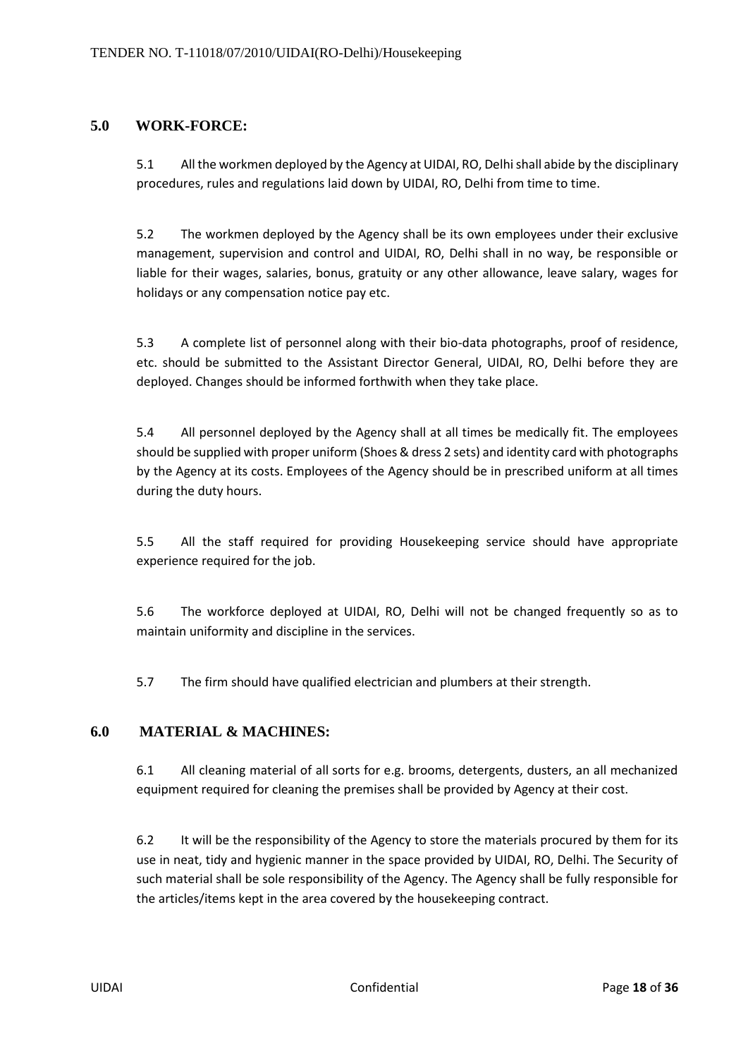## 5.0 WORK-FORCE:

5.1 All the workmen deployed by the Agency at UIDAI, RO, Delhi shall abide by the disciplinary procedures, rules and regulations laid down by UIDAI, RO, Delhi from time to time.

5.2 The workmen deployed by the Agency shall be its own employees under their exclusive management, supervision and control and UIDAI, RO, Delhi shall in no way, be responsible or liable for their wages, salaries, bonus, gratuity or any other allowance, leave salary, wages for holidays or any compensation notice pay etc.

5.3 A complete list of personnel along with their bio-data photographs, proof of residence, etc. should be submitted to the Assistant Director General, UIDAI, RO, Delhi before they are deployed. Changes should be informed forthwith when they take place.

5.4 All personnel deployed by the Agency shall at all times be medically fit. The employees should be supplied with proper uniform (Shoes & dress 2 sets) and identity card with photographs by the Agency at its costs. Employees of the Agency should be in prescribed uniform at all times during the duty hours.

5.5 All the staff required for providing Housekeeping service should have appropriate experience required for the job.

5.6 The workforce deployed at UIDAI, RO, Delhi will not be changed frequently so as to maintain uniformity and discipline in the services.

5.7 The firm should have qualified electrician and plumbers at their strength.

## 6.0 MATERIAL & MACHINES:

6.1 All cleaning material of all sorts for e.g. brooms, detergents, dusters, an all mechanized equipment required for cleaning the premises shall be provided by Agency at their cost.

6.2 It will be the responsibility of the Agency to store the materials procured by them for its use in neat, tidy and hygienic manner in the space provided by UIDAI, RO, Delhi. The Security of such material shall be sole responsibility of the Agency. The Agency shall be fully responsible for the articles/items kept in the area covered by the housekeeping contract.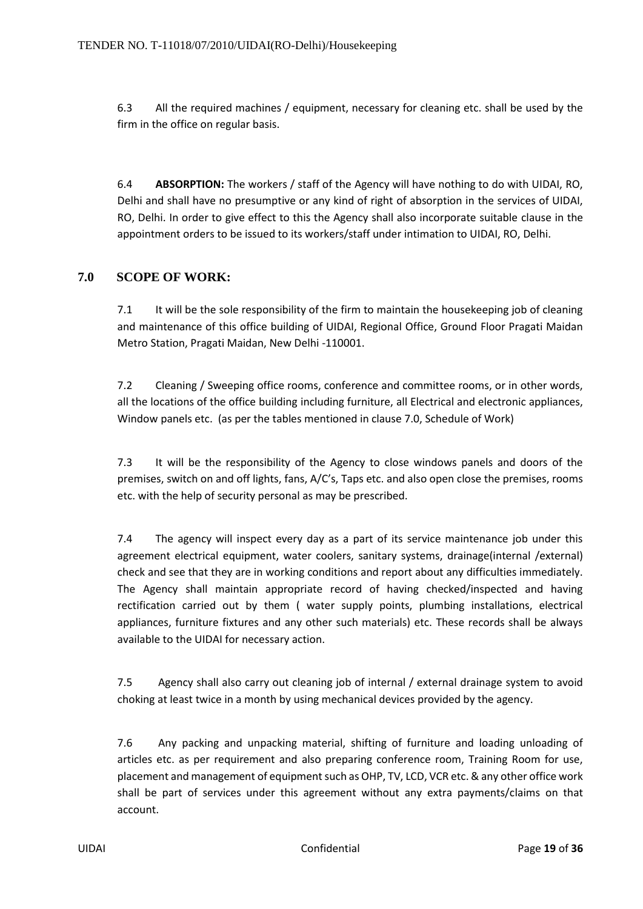6.3 All the required machines / equipment, necessary for cleaning etc. shall be used by the firm in the office on regular basis.

6.4 **ABSORPTION:** The workers / staff of the Agency will have nothing to do with UIDAI, RO, Delhi and shall have no presumptive or any kind of right of absorption in the services of UIDAI, RO, Delhi. In order to give effect to this the Agency shall also incorporate suitable clause in the appointment orders to be issued to its workers/staff under intimation to UIDAI, RO, Delhi.

## 7.0 SCOPE OF WORK:

7.1 It will be the sole responsibility of the firm to maintain the housekeeping job of cleaning and maintenance of this office building of UIDAI, Regional Office, Ground Floor Pragati Maidan Metro Station, Pragati Maidan, New Delhi -110001.

7.2 Cleaning / Sweeping office rooms, conference and committee rooms, or in other words, all the locations of the office building including furniture, all Electrical and electronic appliances, Window panels etc. (as per the tables mentioned in clause 7.0, Schedule of Work)

7.3 It will be the responsibility of the Agency to close windows panels and doors of the premises, switch on and off lights, fans, A/C's, Taps etc. and also open close the premises, rooms etc. with the help of security personal as may be prescribed.

7.4 The agency will inspect every day as a part of its service maintenance job under this agreement electrical equipment, water coolers, sanitary systems, drainage(internal /external) check and see that they are in working conditions and report about any difficulties immediately. The Agency shall maintain appropriate record of having checked/inspected and having rectification carried out by them ( water supply points, plumbing installations, electrical appliances, furniture fixtures and any other such materials) etc. These records shall be always available to the UIDAI for necessary action.

7.5 Agency shall also carry out cleaning job of internal / external drainage system to avoid choking at least twice in a month by using mechanical devices provided by the agency.

7.6 Any packing and unpacking material, shifting of furniture and loading unloading of articles etc. as per requirement and also preparing conference room, Training Room for use, placement and management of equipment such as OHP, TV, LCD, VCR etc. & any other office work shall be part of services under this agreement without any extra payments/claims on that account.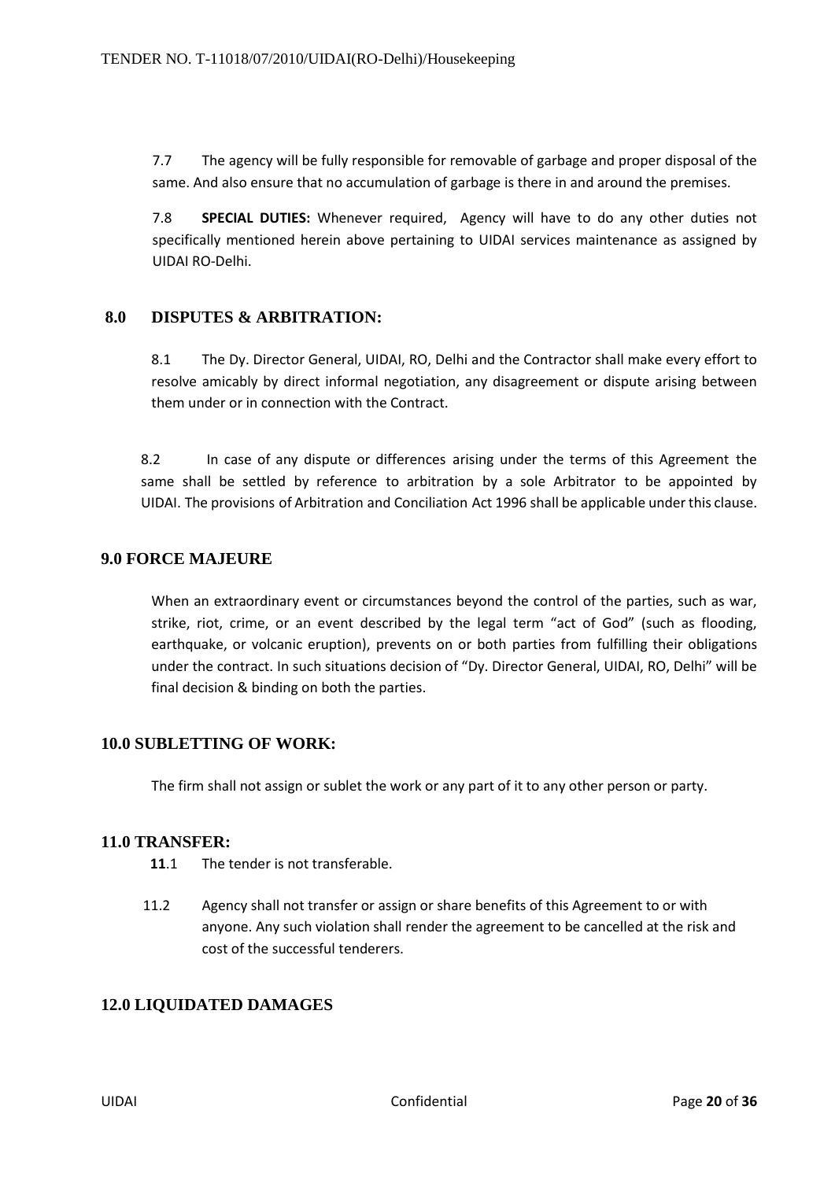7.7 The agency will be fully responsible for removable of garbage and proper disposal of the same. And also ensure that no accumulation of garbage is there in and around the premises.

7.8 **SPECIAL DUTIES:** Whenever required, Agency will have to do any other duties not specifically mentioned herein above pertaining to UIDAI services maintenance as assigned by UIDAI RO-Delhi.

## 8.0 DISPUTES & ARBITRATION:

8.1 The Dy. Director General, UIDAI, RO, Delhi and the Contractor shall make every effort to resolve amicably by direct informal negotiation, any disagreement or dispute arising between them under or in connection with the Contract.

8.2 In case of any dispute or differences arising under the terms of this Agreement the same shall be settled by reference to arbitration by a sole Arbitrator to be appointed by UIDAI. The provisions of Arbitration and Conciliation Act 1996 shall be applicable under this clause.

## 9.0 FORCE MAJEURE

When an extraordinary event or circumstances beyond the control of the parties, such as war, strike, riot, crime, or an event described by the legal term "act of God" (such as flooding, earthquake, or volcanic eruption), prevents on or both parties from fulfilling their obligations under the contract. In such situations decision of "Dy. Director General, UIDAI, RO, Delhi" will be final decision & binding on both the parties.

## 10.0 SUBLETTING OF WORK:

The firm shall not assign or sublet the work or any part of it to any other person or party.

## 11.0 TRANSFER:

**11**.1 The tender is not transferable.

11.2 Agency shall not transfer or assign or share benefits of this Agreement to or with anyone. Any such violation shall render the agreement to be cancelled at the risk and cost of the successful tenderers.

## 12.0 LIQUIDATED DAMAGES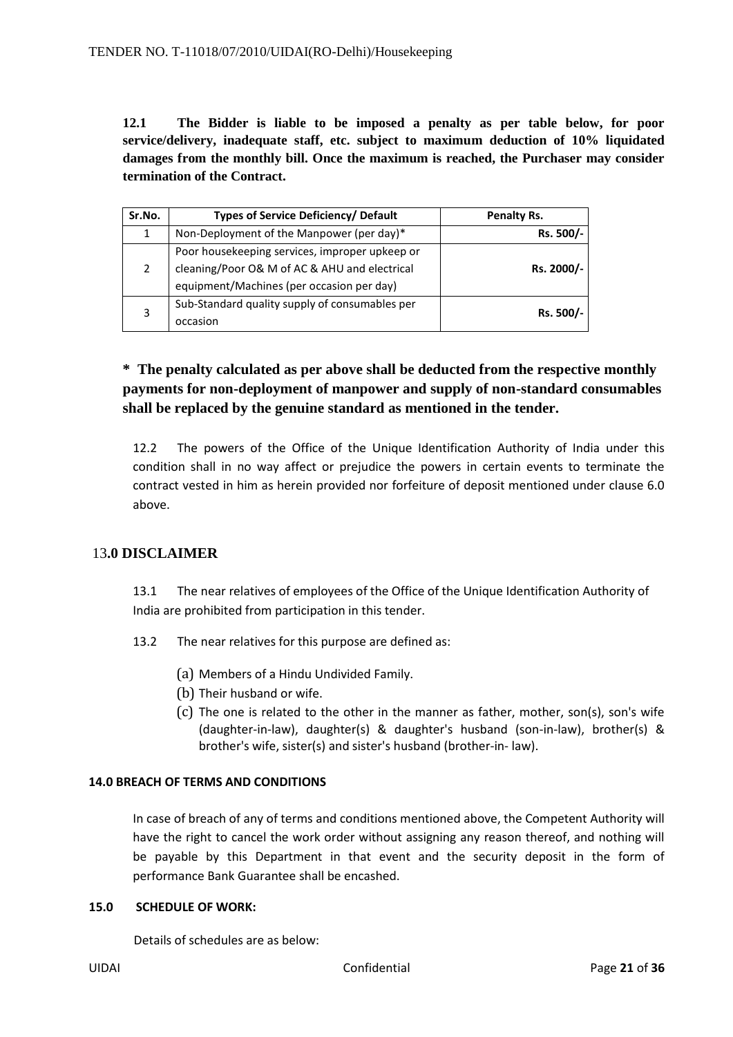**12.1 The Bidder is liable to be imposed a penalty as per table below, for poor service/delivery, inadequate staff, etc. subject to maximum deduction of 10% liquidated damages from the monthly bill. Once the maximum is reached, the Purchaser may consider termination of the Contract.**

| Sr.No. | Types of Service Deficiency/ Default | Penalty Rs. |
|---|---|---|
| 1 | Non-Deployment of the Manpower (per day)* | Rs. 500/- |
| 2 | Poor housekeeping services, improper upkeep or cleaning/Poor O& M of AC & AHU and electrical equipment/Machines (per occasion per day) | Rs. 2000/- |
| 3 | Sub-Standard quality supply of consumables per occasion | Rs. 500/- |

**\* The penalty calculated as per above shall be deducted from the respective monthly payments for non-deployment of manpower and supply of non-standard consumables shall be replaced by the genuine standard as mentioned in the tender.**

12.2 The powers of the Office of the Unique Identification Authority of India under this condition shall in no way affect or prejudice the powers in certain events to terminate the contract vested in him as herein provided nor forfeiture of deposit mentioned under clause 6.0 above.

## 13.0 DISCLAIMER

13.1 The near relatives of employees of the Office of the Unique Identification Authority of India are prohibited from participation in this tender.

13.2 The near relatives for this purpose are defined as:

(a) Members of a Hindu Undivided Family.

(b) Their husband or wife.

(c) The one is related to the other in the manner as father, mother, son(s), son's wife (daughter-in-law), daughter(s) & daughter's husband (son-in-law), brother(s) & brother's wife, sister(s) and sister's husband (brother-in- law).

#### 14.0 BREACH OF TERMS AND CONDITIONS

In case of breach of any of terms and conditions mentioned above, the Competent Authority will have the right to cancel the work order without assigning any reason thereof, and nothing will be payable by this Department in that event and the security deposit in the form of performance Bank Guarantee shall be encashed.

#### 15.0 SCHEDULE OF WORK:

Details of schedules are as below: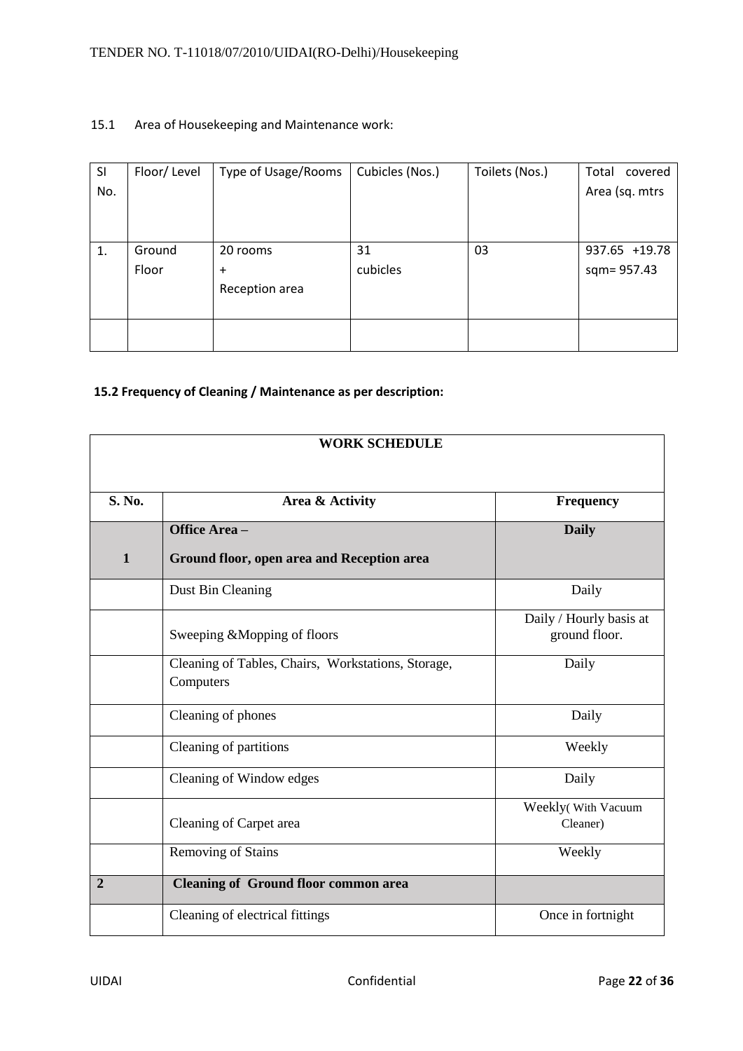15.1 Area of Housekeeping and Maintenance work:

| Sl No. | Floor/ Level | Type of Usage/Rooms | Cubicles (Nos.) | Toilets (Nos.) | Total covered Area (sq. mtrs |
|---|---|---|---|---|---|
| 1. | Ground Floor | 20 rooms + Reception area | 31 cubicles | 03 | 937.65 +19.78 sqm= 957.43 |
| | | | | | |

**15.2 Frequency of Cleaning / Maintenance as per description:**

| WORK SCHEDULE | | |
|---|---|---|
| **S. No.** | **Area & Activity** | **Frequency** |
| **1** | **Office Area –** **Ground floor, open area and Reception area** | **Daily** |
| | Dust Bin Cleaning | Daily |
| | Sweeping &Mopping of floors | Daily / Hourly basis at ground floor. |
| | Cleaning of Tables, Chairs, Workstations, Storage, Computers | Daily |
| | Cleaning of phones | Daily |
| | Cleaning of partitions | Weekly |
| | Cleaning of Window edges | Daily |
| | Cleaning of Carpet area | Weekly( With Vacuum Cleaner) |
| | Removing of Stains | Weekly |
| **2** | **Cleaning of Ground floor common area** | |
| | Cleaning of electrical fittings | Once in fortnight |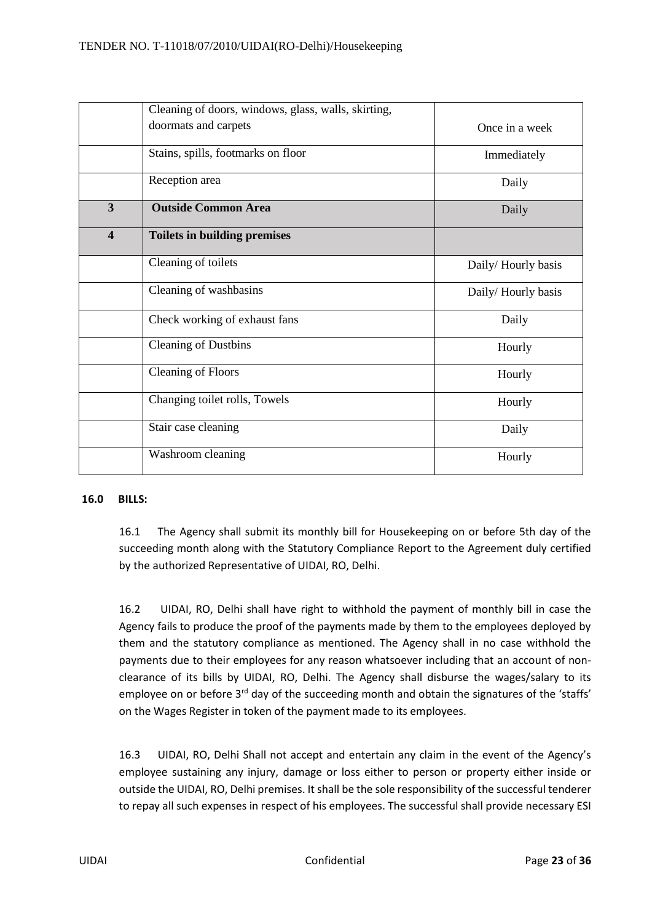| | | |
|---|---|---|
| | Cleaning of doors, windows, glass, walls, skirting, doormats and carpets | Once in a week |
| | Stains, spills, footmarks on floor | Immediately |
| | Reception area | Daily |
| **3** | **Outside Common Area** | Daily |
| **4** | **Toilets in building premises** | |
| | Cleaning of toilets | Daily/ Hourly basis |
| | Cleaning of washbasins | Daily/ Hourly basis |
| | Check working of exhaust fans | Daily |
| | Cleaning of Dustbins | Hourly |
| | Cleaning of Floors | Hourly |
| | Changing toilet rolls, Towels | Hourly |
| | Stair case cleaning | Daily |
| | Washroom cleaning | Hourly |

**16.0 BILLS:**

16.1 The Agency shall submit its monthly bill for Housekeeping on or before 5th day of the succeeding month along with the Statutory Compliance Report to the Agreement duly certified by the authorized Representative of UIDAI, RO, Delhi.

16.2 UIDAI, RO, Delhi shall have right to withhold the payment of monthly bill in case the Agency fails to produce the proof of the payments made by them to the employees deployed by them and the statutory compliance as mentioned. The Agency shall in no case withhold the payments due to their employees for any reason whatsoever including that an account of non-clearance of its bills by UIDAI, RO, Delhi. The Agency shall disburse the wages/salary to its employee on or before 3rd day of the succeeding month and obtain the signatures of the 'staffs' on the Wages Register in token of the payment made to its employees.

16.3 UIDAI, RO, Delhi Shall not accept and entertain any claim in the event of the Agency's employee sustaining any injury, damage or loss either to person or property either inside or outside the UIDAI, RO, Delhi premises. It shall be the sole responsibility of the successful tenderer to repay all such expenses in respect of his employees. The successful shall provide necessary ESI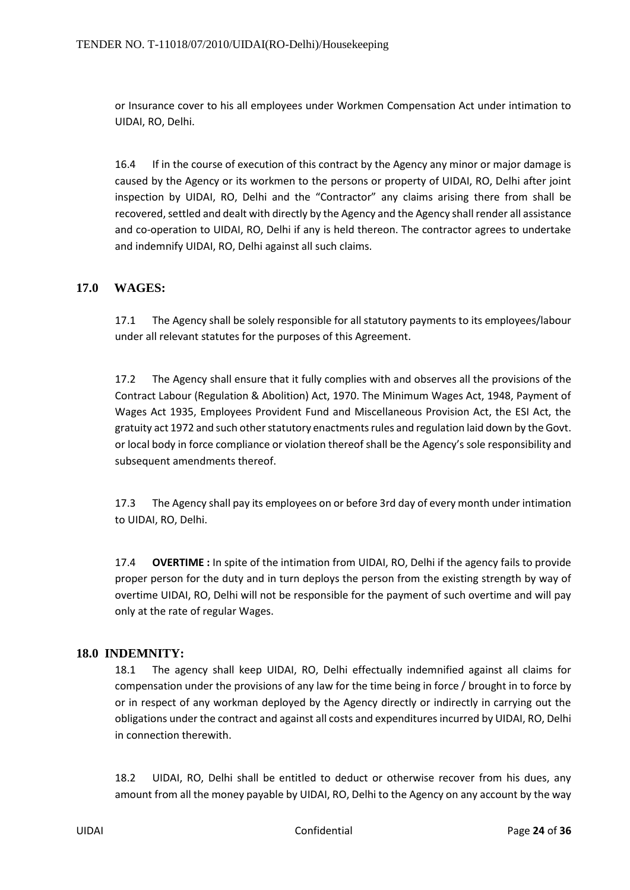or Insurance cover to his all employees under Workmen Compensation Act under intimation to UIDAI, RO, Delhi.

16.4 If in the course of execution of this contract by the Agency any minor or major damage is caused by the Agency or its workmen to the persons or property of UIDAI, RO, Delhi after joint inspection by UIDAI, RO, Delhi and the "Contractor" any claims arising there from shall be recovered, settled and dealt with directly by the Agency and the Agency shall render all assistance and co-operation to UIDAI, RO, Delhi if any is held thereon. The contractor agrees to undertake and indemnify UIDAI, RO, Delhi against all such claims.

## 17.0 WAGES:

17.1 The Agency shall be solely responsible for all statutory payments to its employees/labour under all relevant statutes for the purposes of this Agreement.

17.2 The Agency shall ensure that it fully complies with and observes all the provisions of the Contract Labour (Regulation & Abolition) Act, 1970. The Minimum Wages Act, 1948, Payment of Wages Act 1935, Employees Provident Fund and Miscellaneous Provision Act, the ESI Act, the gratuity act 1972 and such other statutory enactments rules and regulation laid down by the Govt. or local body in force compliance or violation thereof shall be the Agency's sole responsibility and subsequent amendments thereof.

17.3 The Agency shall pay its employees on or before 3rd day of every month under intimation to UIDAI, RO, Delhi.

17.4 **OVERTIME :** In spite of the intimation from UIDAI, RO, Delhi if the agency fails to provide proper person for the duty and in turn deploys the person from the existing strength by way of overtime UIDAI, RO, Delhi will not be responsible for the payment of such overtime and will pay only at the rate of regular Wages.

## 18.0 INDEMNITY:

18.1 The agency shall keep UIDAI, RO, Delhi effectually indemnified against all claims for compensation under the provisions of any law for the time being in force / brought in to force by or in respect of any workman deployed by the Agency directly or indirectly in carrying out the obligations under the contract and against all costs and expenditures incurred by UIDAI, RO, Delhi in connection therewith.

18.2 UIDAI, RO, Delhi shall be entitled to deduct or otherwise recover from his dues, any amount from all the money payable by UIDAI, RO, Delhi to the Agency on any account by the way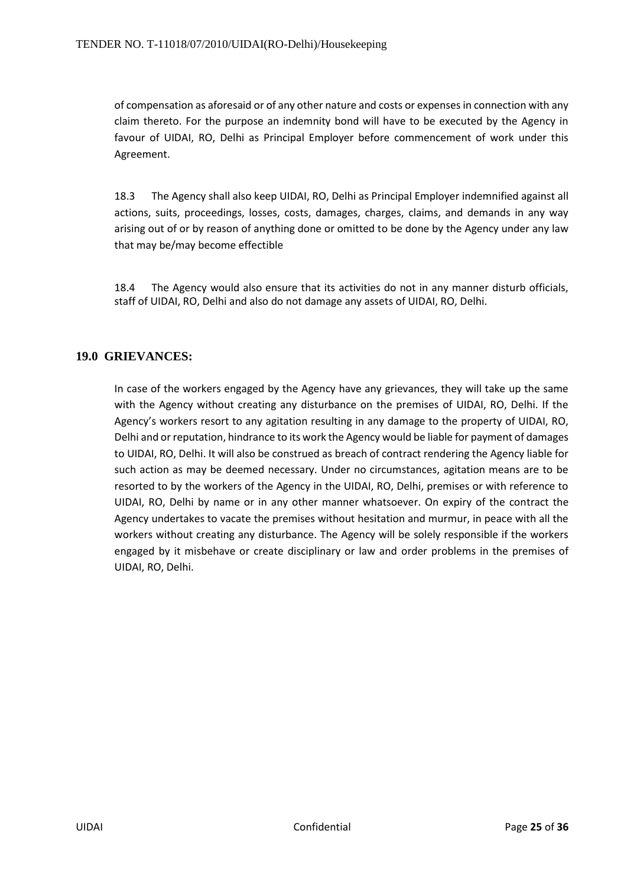of compensation as aforesaid or of any other nature and costs or expenses in connection with any claim thereto. For the purpose an indemnity bond will have to be executed by the Agency in favour of UIDAI, RO, Delhi as Principal Employer before commencement of work under this Agreement.

18.3 The Agency shall also keep UIDAI, RO, Delhi as Principal Employer indemnified against all actions, suits, proceedings, losses, costs, damages, charges, claims, and demands in any way arising out of or by reason of anything done or omitted to be done by the Agency under any law that may be/may become effectible

18.4 The Agency would also ensure that its activities do not in any manner disturb officials, staff of UIDAI, RO, Delhi and also do not damage any assets of UIDAI, RO, Delhi.

## 19.0 GRIEVANCES:

In case of the workers engaged by the Agency have any grievances, they will take up the same with the Agency without creating any disturbance on the premises of UIDAI, RO, Delhi. If the Agency's workers resort to any agitation resulting in any damage to the property of UIDAI, RO, Delhi and or reputation, hindrance to its work the Agency would be liable for payment of damages to UIDAI, RO, Delhi. It will also be construed as breach of contract rendering the Agency liable for such action as may be deemed necessary. Under no circumstances, agitation means are to be resorted to by the workers of the Agency in the UIDAI, RO, Delhi, premises or with reference to UIDAI, RO, Delhi by name or in any other manner whatsoever. On expiry of the contract the Agency undertakes to vacate the premises without hesitation and murmur, in peace with all the workers without creating any disturbance. The Agency will be solely responsible if the workers engaged by it misbehave or create disciplinary or law and order problems in the premises of UIDAI, RO, Delhi.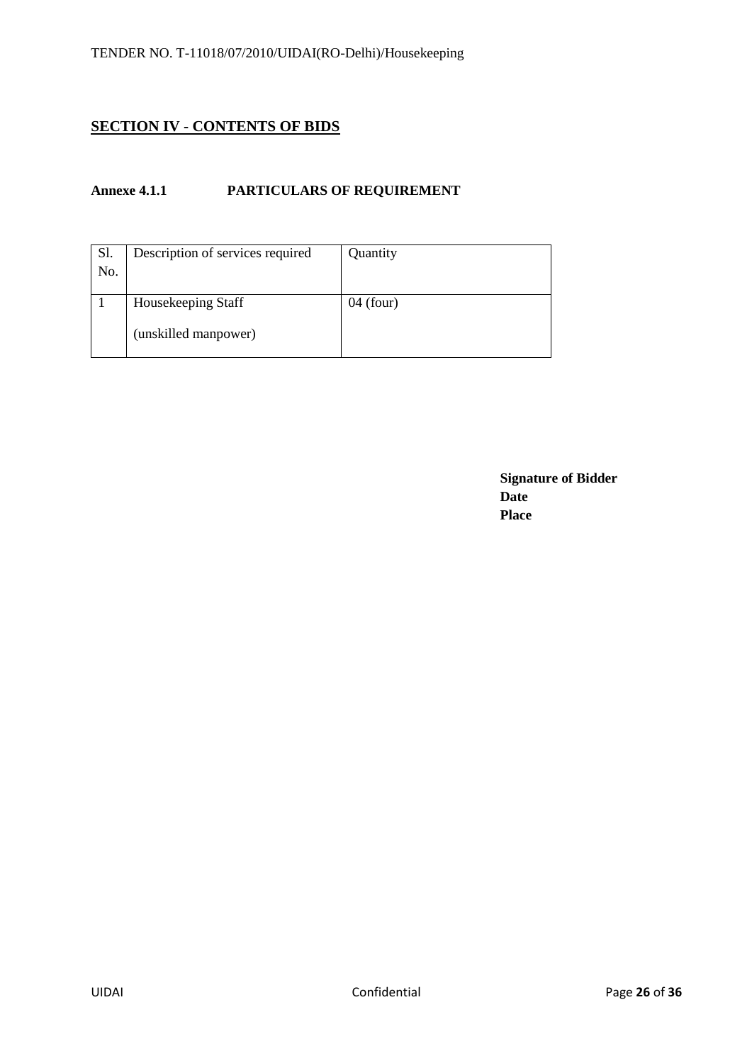## SECTION IV - CONTENTS OF BIDS

### Annexe 4.1.1 PARTICULARS OF REQUIREMENT

| Sl. No. | Description of services required | Quantity |
|---|---|---|
| 1 | Housekeeping Staff<br>(unskilled manpower) | 04 (four) |

**Signature of Bidder**
**Date**
**Place**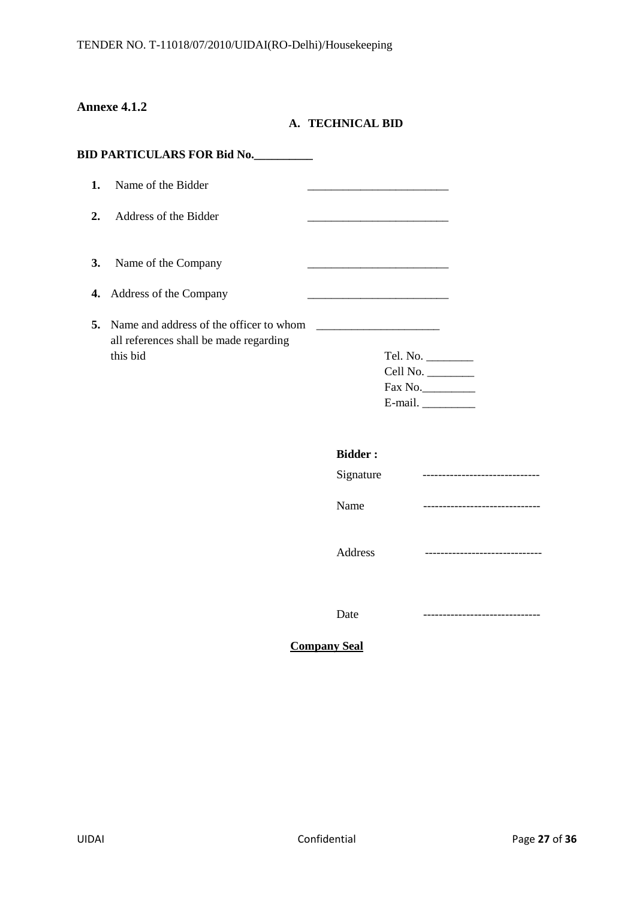**Annexe 4.1.2**

**A. TECHNICAL BID**

**BID PARTICULARS FOR Bid No.__________**

1. Name of the Bidder ________________________
2. Address of the Bidder ________________________
3. Name of the Company ________________________
4. Address of the Company ________________________
5. Name and address of the officer to whom all references shall be made regarding this bid _____________________

   Tel. No. ________
   Cell No. ________
   Fax No._________
   E-mail. _________

**Bidder :**

Signature ------------------------------

Name ------------------------------

Address ------------------------------

Date ------------------------------

**Company Seal**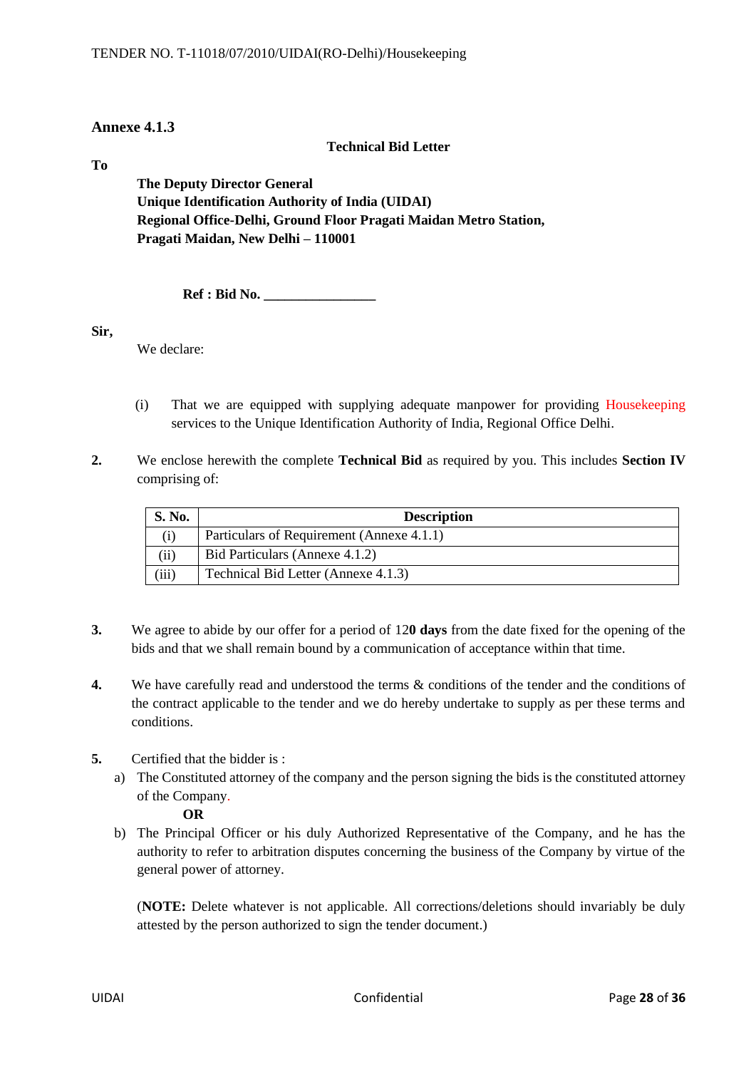## Annexe 4.1.3

**Technical Bid Letter**

**To**

**The Deputy Director General**
**Unique Identification Authority of India (UIDAI)**
**Regional Office-Delhi, Ground Floor Pragati Maidan Metro Station,**
**Pragati Maidan, New Delhi – 110001**

**Ref : Bid No. ________________**

**Sir,**

We declare:

(i) That we are equipped with supplying adequate manpower for providing Housekeeping services to the Unique Identification Authority of India, Regional Office Delhi.

**2.** We enclose herewith the complete **Technical Bid** as required by you. This includes **Section IV** comprising of:

| S. No. | Description |
|---|---|
| (i) | Particulars of Requirement (Annexe 4.1.1) |
| (ii) | Bid Particulars (Annexe 4.1.2) |
| (iii) | Technical Bid Letter (Annexe 4.1.3) |

**3.** We agree to abide by our offer for a period of 12**0 days** from the date fixed for the opening of the bids and that we shall remain bound by a communication of acceptance within that time.

**4.** We have carefully read and understood the terms & conditions of the tender and the conditions of the contract applicable to the tender and we do hereby undertake to supply as per these terms and conditions.

**5.** Certified that the bidder is :

a) The Constituted attorney of the company and the person signing the bids is the constituted attorney of the Company.

**OR**

b) The Principal Officer or his duly Authorized Representative of the Company, and he has the authority to refer to arbitration disputes concerning the business of the Company by virtue of the general power of attorney.

(**NOTE:** Delete whatever is not applicable. All corrections/deletions should invariably be duly attested by the person authorized to sign the tender document.)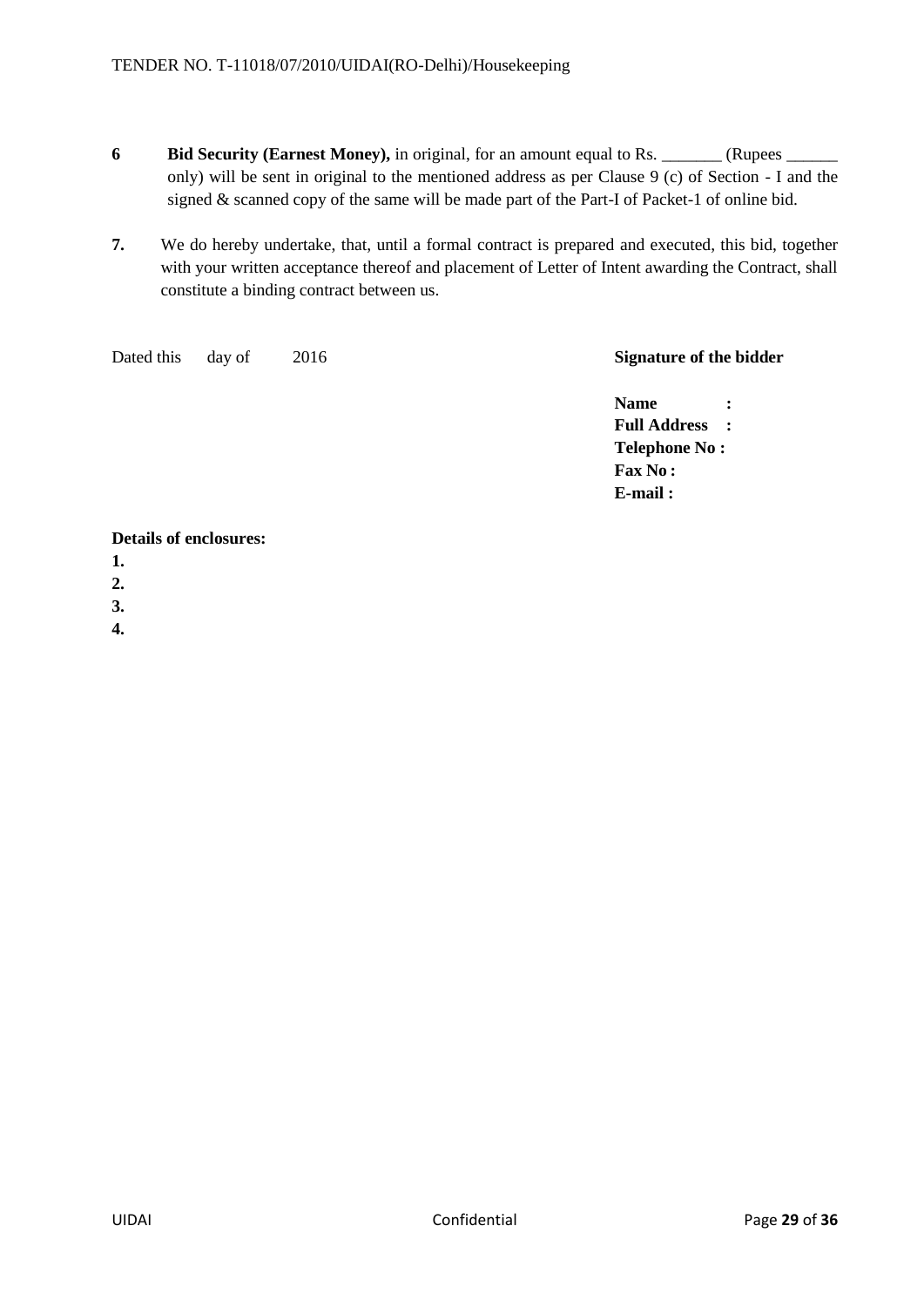**6** **Bid Security (Earnest Money),** in original, for an amount equal to Rs. _______ (Rupees ______ only) will be sent in original to the mentioned address as per Clause 9 (c) of Section - I and the signed & scanned copy of the same will be made part of the Part-I of Packet-1 of online bid.

**7.** We do hereby undertake, that, until a formal contract is prepared and executed, this bid, together with your written acceptance thereof and placement of Letter of Intent awarding the Contract, shall constitute a binding contract between us.

Dated this day of 2016

**Signature of the bidder**

**Name :**
**Full Address :**
**Telephone No :**
**Fax No :**
**E-mail :**

**Details of enclosures:**

**1.**
**2.**
**3.**
**4.**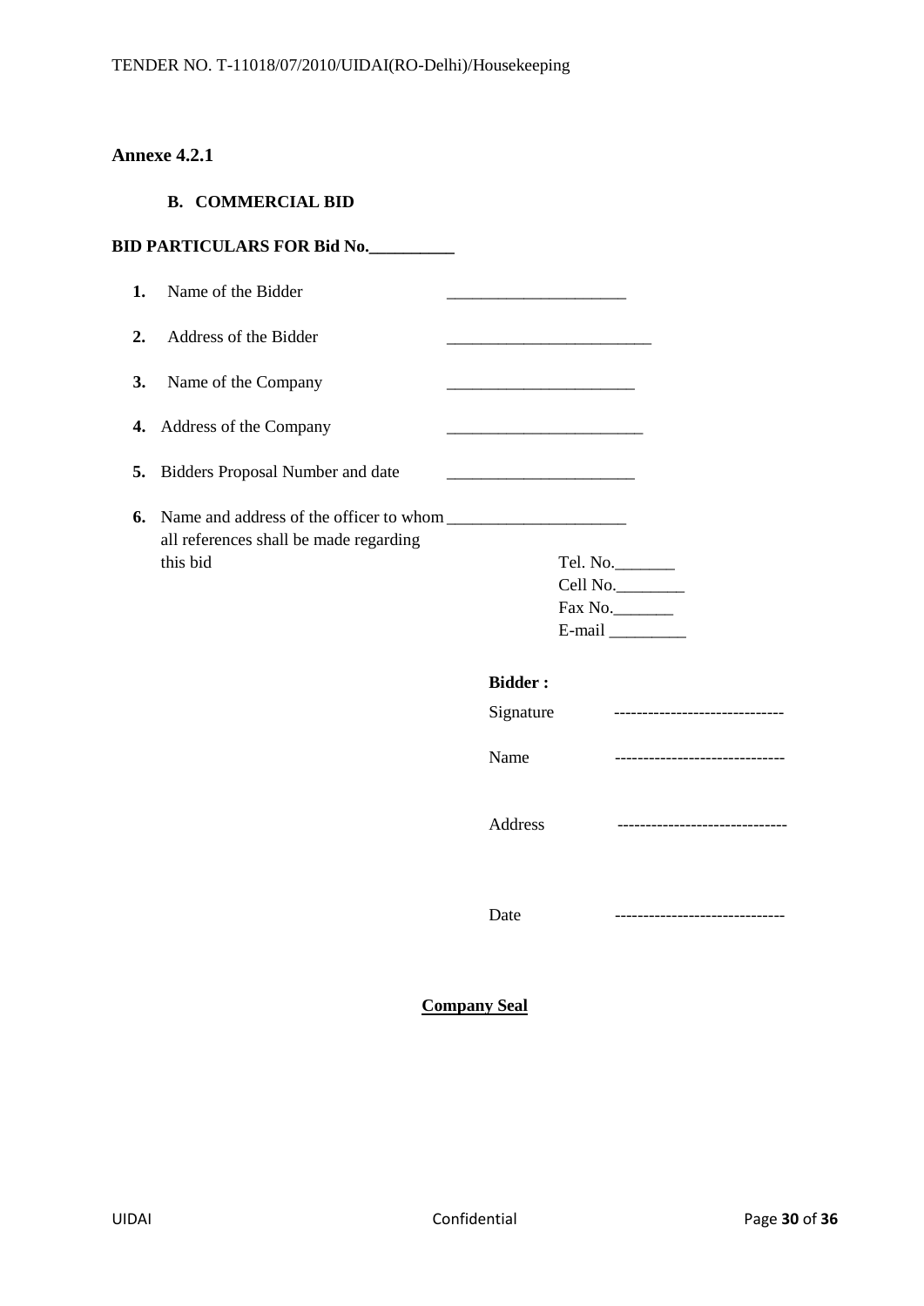## Annexe 4.2.1

### B. COMMERCIAL BID

**BID PARTICULARS FOR Bid No.__________**

1. Name of the Bidder _____________________
2. Address of the Bidder ________________________
3. Name of the Company ______________________
4. Address of the Company _______________________
5. Bidders Proposal Number and date ______________________
6. Name and address of the officer to whom all references shall be made regarding this bid _____________________

   Tel. No._______
   Cell No.________
   Fax No._______
   E-mail _________

**Bidder :**

Signature -----------------------------

Name -----------------------------

Address -----------------------------

Date -----------------------------

**Company Seal**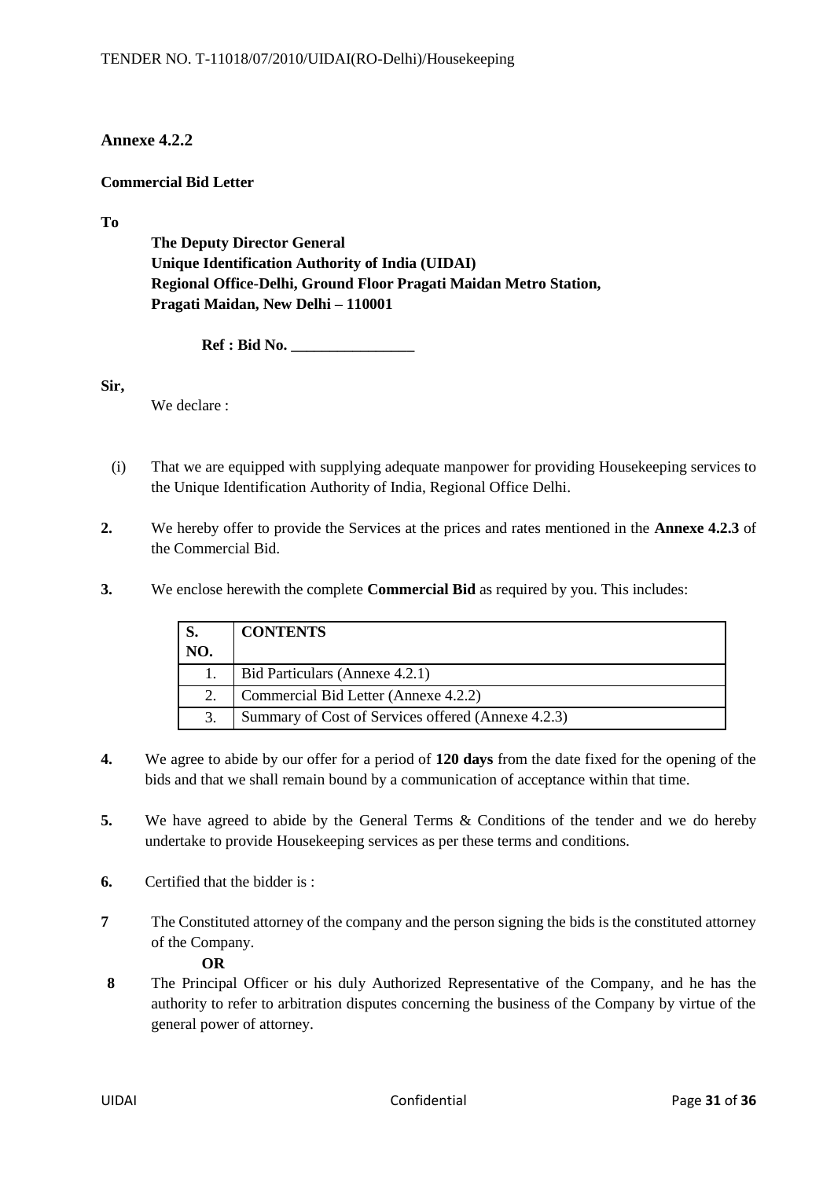## Annexe 4.2.2

**Commercial Bid Letter**

**To**

**The Deputy Director General**
**Unique Identification Authority of India (UIDAI)**
**Regional Office-Delhi, Ground Floor Pragati Maidan Metro Station,**
**Pragati Maidan, New Delhi – 110001**

**Ref : Bid No. ________________**

**Sir,**

We declare :

(i) That we are equipped with supplying adequate manpower for providing Housekeeping services to the Unique Identification Authority of India, Regional Office Delhi.

**2.** We hereby offer to provide the Services at the prices and rates mentioned in the **Annexe 4.2.3** of the Commercial Bid.

**3.** We enclose herewith the complete **Commercial Bid** as required by you. This includes:

| S. NO. | CONTENTS |
|---|---|
| 1. | Bid Particulars (Annexe 4.2.1) |
| 2. | Commercial Bid Letter (Annexe 4.2.2) |
| 3. | Summary of Cost of Services offered (Annexe 4.2.3) |

**4.** We agree to abide by our offer for a period of **120 days** from the date fixed for the opening of the bids and that we shall remain bound by a communication of acceptance within that time.

**5.** We have agreed to abide by the General Terms & Conditions of the tender and we do hereby undertake to provide Housekeeping services as per these terms and conditions.

**6.** Certified that the bidder is :

**7** The Constituted attorney of the company and the person signing the bids is the constituted attorney of the Company.

**OR**

**8** The Principal Officer or his duly Authorized Representative of the Company, and he has the authority to refer to arbitration disputes concerning the business of the Company by virtue of the general power of attorney.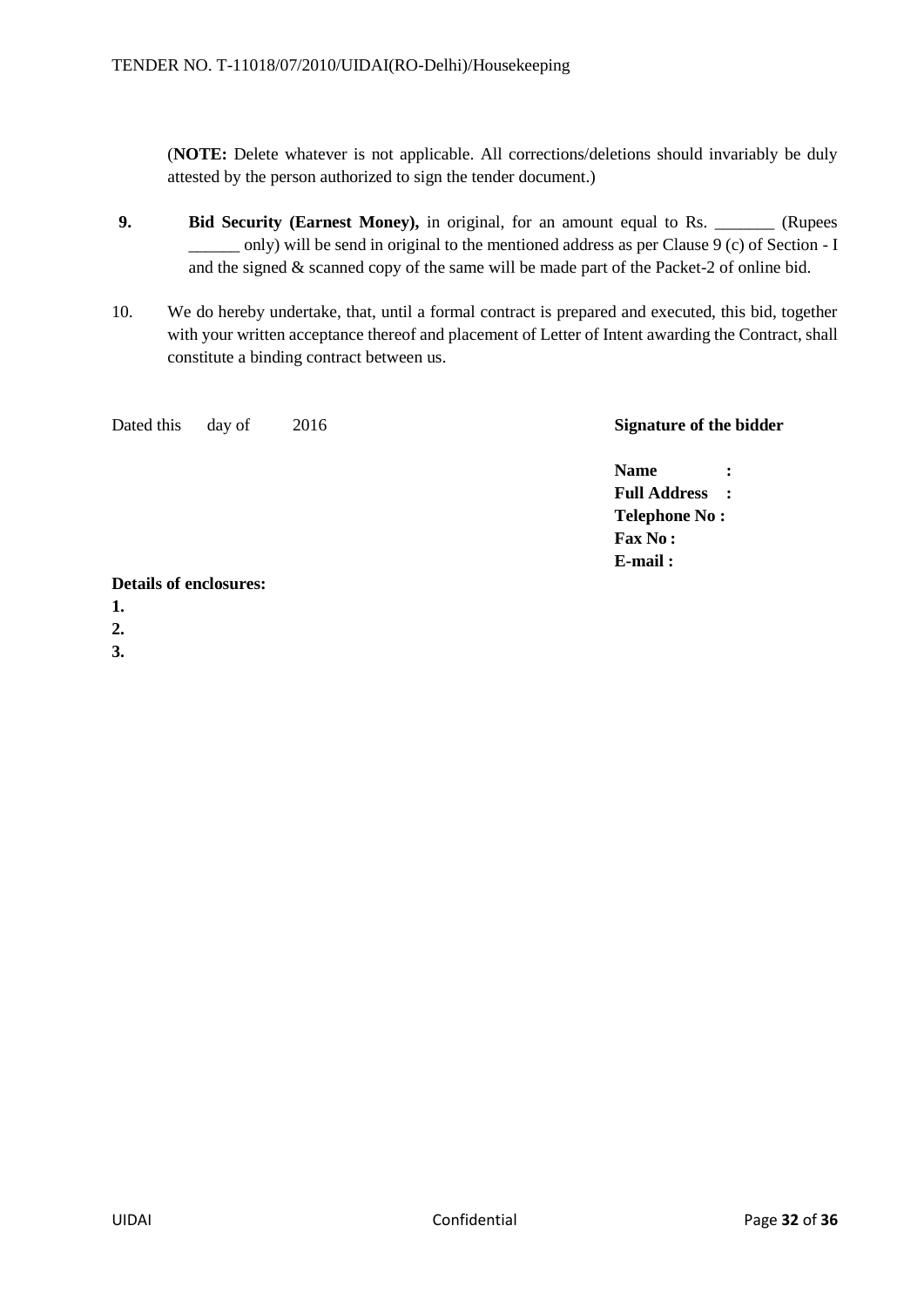(**NOTE:** Delete whatever is not applicable. All corrections/deletions should invariably be duly attested by the person authorized to sign the tender document.)

**9.** **Bid Security (Earnest Money),** in original, for an amount equal to Rs. _______ (Rupees ______ only) will be send in original to the mentioned address as per Clause 9 (c) of Section - I and the signed & scanned copy of the same will be made part of the Packet-2 of online bid.

10. We do hereby undertake, that, until a formal contract is prepared and executed, this bid, together with your written acceptance thereof and placement of Letter of Intent awarding the Contract, shall constitute a binding contract between us.

Dated this day of 2016

**Signature of the bidder**

**Name :**
**Full Address :**
**Telephone No :**
**Fax No :**
**E-mail :**

**Details of enclosures:**

**1.**
**2.**
**3.**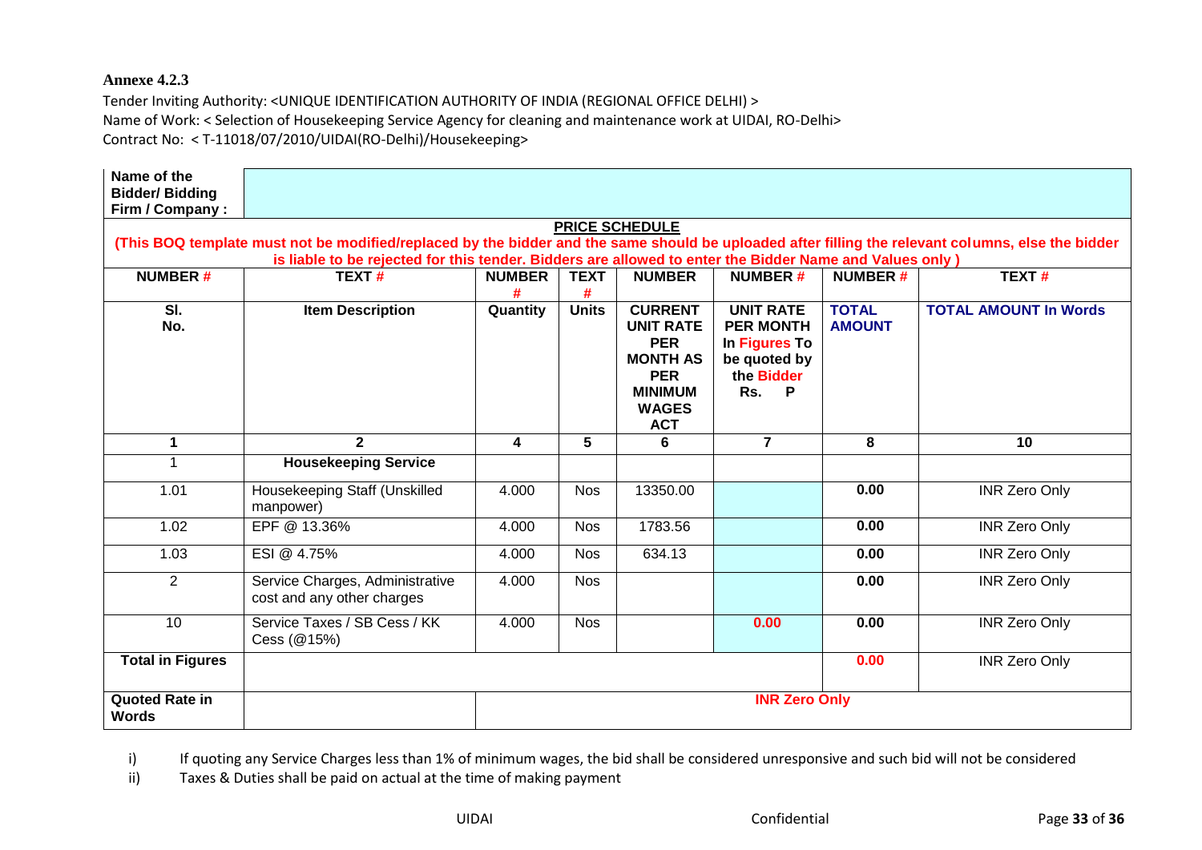**Annexe 4.2.3**

Tender Inviting Authority: <UNIQUE IDENTIFICATION AUTHORITY OF INDIA (REGIONAL OFFICE DELHI) >
Name of Work: < Selection of Housekeeping Service Agency for cleaning and maintenance work at UIDAI, RO-Delhi>
Contract No: < T-11018/07/2010/UIDAI(RO-Delhi)/Housekeeping>

| Name of the Bidder/ Bidding Firm / Company : | | | | | | | |
|---|---|---|---|---|---|---|---|
| **PRICE SCHEDULE** (This BOQ template must not be modified/replaced by the bidder and the same should be uploaded after filling the relevant columns, else the bidder is liable to be rejected for this tender. Bidders are allowed to enter the Bidder Name and Values only ) | | | | | | | |
| **NUMBER #** | **TEXT #** | **NUMBER #** | **TEXT #** | **NUMBER** | **NUMBER #** | **NUMBER #** | **TEXT #** |
| **Sl. No.** | **Item Description** | **Quantity** | **Units** | **CURRENT UNIT RATE PER MONTH AS PER MINIMUM WAGES ACT** | **UNIT RATE PER MONTH In Figures To be quoted by the Bidder Rs. P** | **TOTAL AMOUNT** | **TOTAL AMOUNT In Words** |
| **1** | **2** | **4** | **5** | **6** | **7** | **8** | **10** |
| 1 | **Housekeeping Service** | | | | | | |
| 1.01 | Housekeeping Staff (Unskilled manpower) | 4.000 | Nos | 13350.00 | | **0.00** | INR Zero Only |
| 1.02 | EPF @ 13.36% | 4.000 | Nos | 1783.56 | | **0.00** | INR Zero Only |
| 1.03 | ESI @ 4.75% | 4.000 | Nos | 634.13 | | **0.00** | INR Zero Only |
| 2 | Service Charges, Administrative cost and any other charges | 4.000 | Nos | | | **0.00** | INR Zero Only |
| 10 | Service Taxes / SB Cess / KK Cess (@15%) | 4.000 | Nos | | **0.00** | **0.00** | INR Zero Only |
| **Total in Figures** | | | | | | **0.00** | INR Zero Only |
| **Quoted Rate in Words** | | **INR Zero Only** | | | | | |

i) If quoting any Service Charges less than 1% of minimum wages, the bid shall be considered unresponsive and such bid will not be considered

ii) Taxes & Duties shall be paid on actual at the time of making payment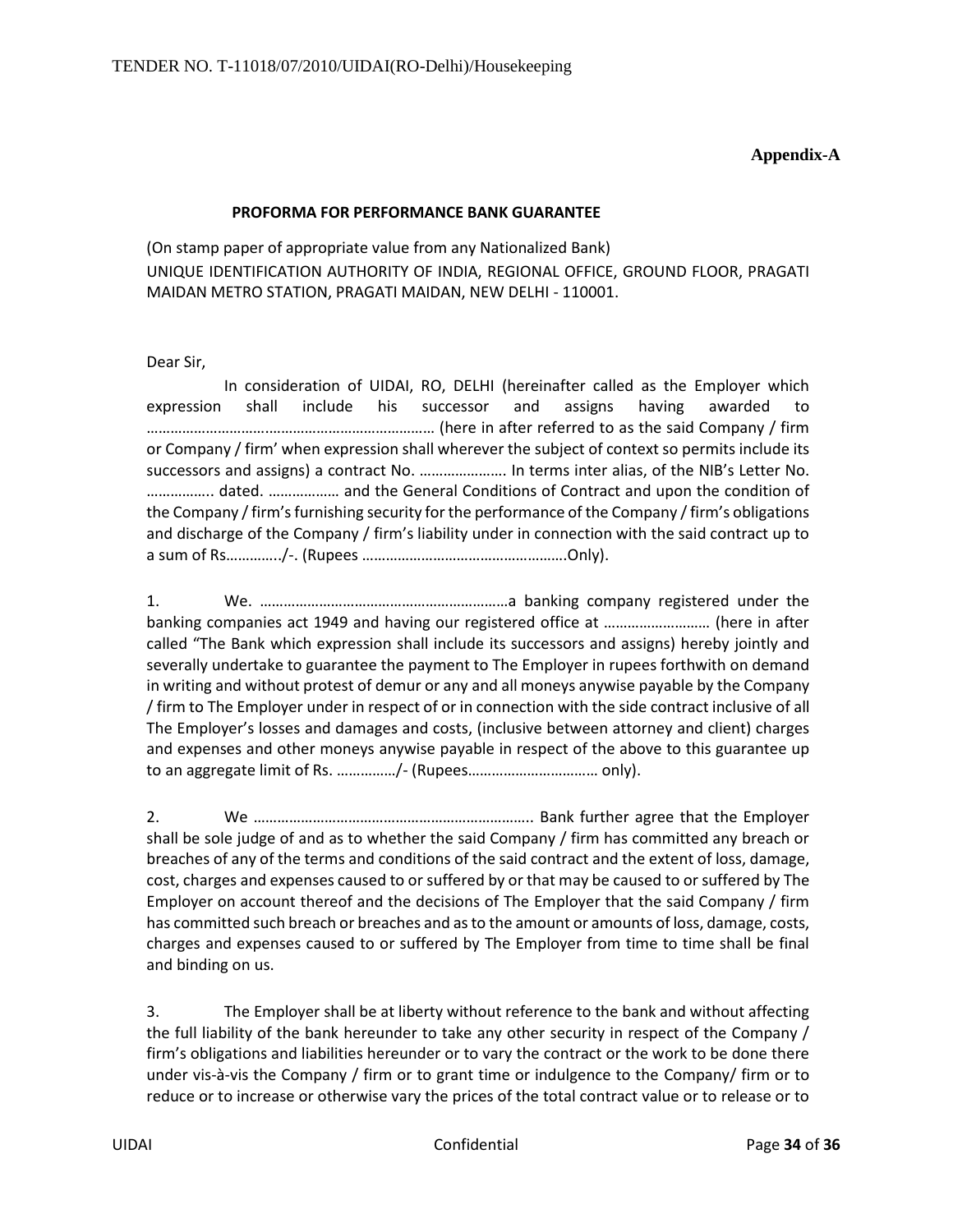**Appendix-A**

**PROFORMA FOR PERFORMANCE BANK GUARANTEE**

(On stamp paper of appropriate value from any Nationalized Bank)
UNIQUE IDENTIFICATION AUTHORITY OF INDIA, REGIONAL OFFICE, GROUND FLOOR, PRAGATI MAIDAN METRO STATION, PRAGATI MAIDAN, NEW DELHI - 110001.

Dear Sir,

In consideration of UIDAI, RO, DELHI (hereinafter called as the Employer which expression shall include his successor and assigns having awarded to ……………………………………………………………… (here in after referred to as the said Company / firm or Company / firm' when expression shall wherever the subject of context so permits include its successors and assigns) a contract No. …………………. In terms inter alias, of the NIB's Letter No. …………….. dated. ……………… and the General Conditions of Contract and upon the condition of the Company / firm's furnishing security for the performance of the Company / firm's obligations and discharge of the Company / firm's liability under in connection with the said contract up to a sum of Rs…………../-. (Rupees …………………………………………….Only).

1. We. ………………………………………………………a banking company registered under the banking companies act 1949 and having our registered office at ……………………… (here in after called "The Bank which expression shall include its successors and assigns) hereby jointly and severally undertake to guarantee the payment to The Employer in rupees forthwith on demand in writing and without protest of demur or any and all moneys anywise payable by the Company / firm to The Employer under in respect of or in connection with the side contract inclusive of all The Employer's losses and damages and costs, (inclusive between attorney and client) charges and expenses and other moneys anywise payable in respect of the above to this guarantee up to an aggregate limit of Rs. ……………/- (Rupees…………………………… only).

2. We …………………………………………………………….. Bank further agree that the Employer shall be sole judge of and as to whether the said Company / firm has committed any breach or breaches of any of the terms and conditions of the said contract and the extent of loss, damage, cost, charges and expenses caused to or suffered by or that may be caused to or suffered by The Employer on account thereof and the decisions of The Employer that the said Company / firm has committed such breach or breaches and as to the amount or amounts of loss, damage, costs, charges and expenses caused to or suffered by The Employer from time to time shall be final and binding on us.

3. The Employer shall be at liberty without reference to the bank and without affecting the full liability of the bank hereunder to take any other security in respect of the Company / firm's obligations and liabilities hereunder or to vary the contract or the work to be done there under vis-à-vis the Company / firm or to grant time or indulgence to the Company/ firm or to reduce or to increase or otherwise vary the prices of the total contract value or to release or to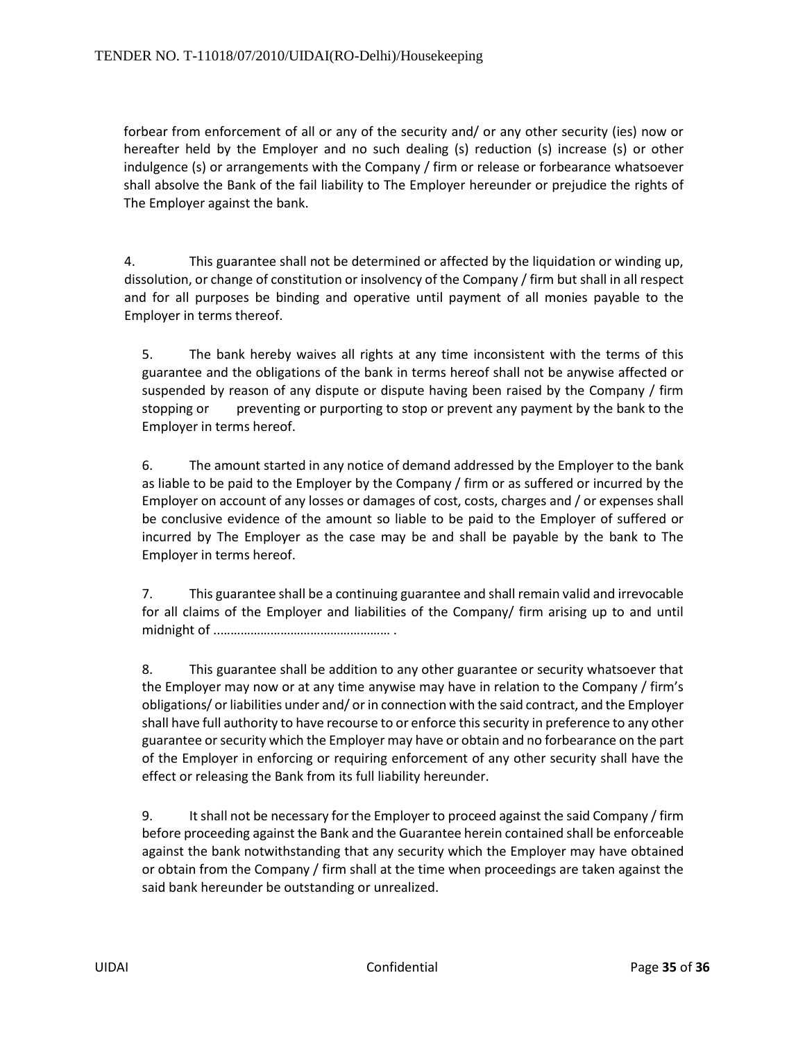forbear from enforcement of all or any of the security and/ or any other security (ies) now or hereafter held by the Employer and no such dealing (s) reduction (s) increase (s) or other indulgence (s) or arrangements with the Company / firm or release or forbearance whatsoever shall absolve the Bank of the fail liability to The Employer hereunder or prejudice the rights of The Employer against the bank.

4. This guarantee shall not be determined or affected by the liquidation or winding up, dissolution, or change of constitution or insolvency of the Company / firm but shall in all respect and for all purposes be binding and operative until payment of all monies payable to the Employer in terms thereof.

5. The bank hereby waives all rights at any time inconsistent with the terms of this guarantee and the obligations of the bank in terms hereof shall not be anywise affected or suspended by reason of any dispute or dispute having been raised by the Company / firm stopping or preventing or purporting to stop or prevent any payment by the bank to the Employer in terms hereof.

6. The amount started in any notice of demand addressed by the Employer to the bank as liable to be paid to the Employer by the Company / firm or as suffered or incurred by the Employer on account of any losses or damages of cost, costs, charges and / or expenses shall be conclusive evidence of the amount so liable to be paid to the Employer of suffered or incurred by The Employer as the case may be and shall be payable by the bank to The Employer in terms hereof.

7. This guarantee shall be a continuing guarantee and shall remain valid and irrevocable for all claims of the Employer and liabilities of the Company/ firm arising up to and until midnight of ……………………………………………. .

8. This guarantee shall be addition to any other guarantee or security whatsoever that the Employer may now or at any time anywise may have in relation to the Company / firm's obligations/ or liabilities under and/ or in connection with the said contract, and the Employer shall have full authority to have recourse to or enforce this security in preference to any other guarantee or security which the Employer may have or obtain and no forbearance on the part of the Employer in enforcing or requiring enforcement of any other security shall have the effect or releasing the Bank from its full liability hereunder.

9. It shall not be necessary for the Employer to proceed against the said Company / firm before proceeding against the Bank and the Guarantee herein contained shall be enforceable against the bank notwithstanding that any security which the Employer may have obtained or obtain from the Company / firm shall at the time when proceedings are taken against the said bank hereunder be outstanding or unrealized.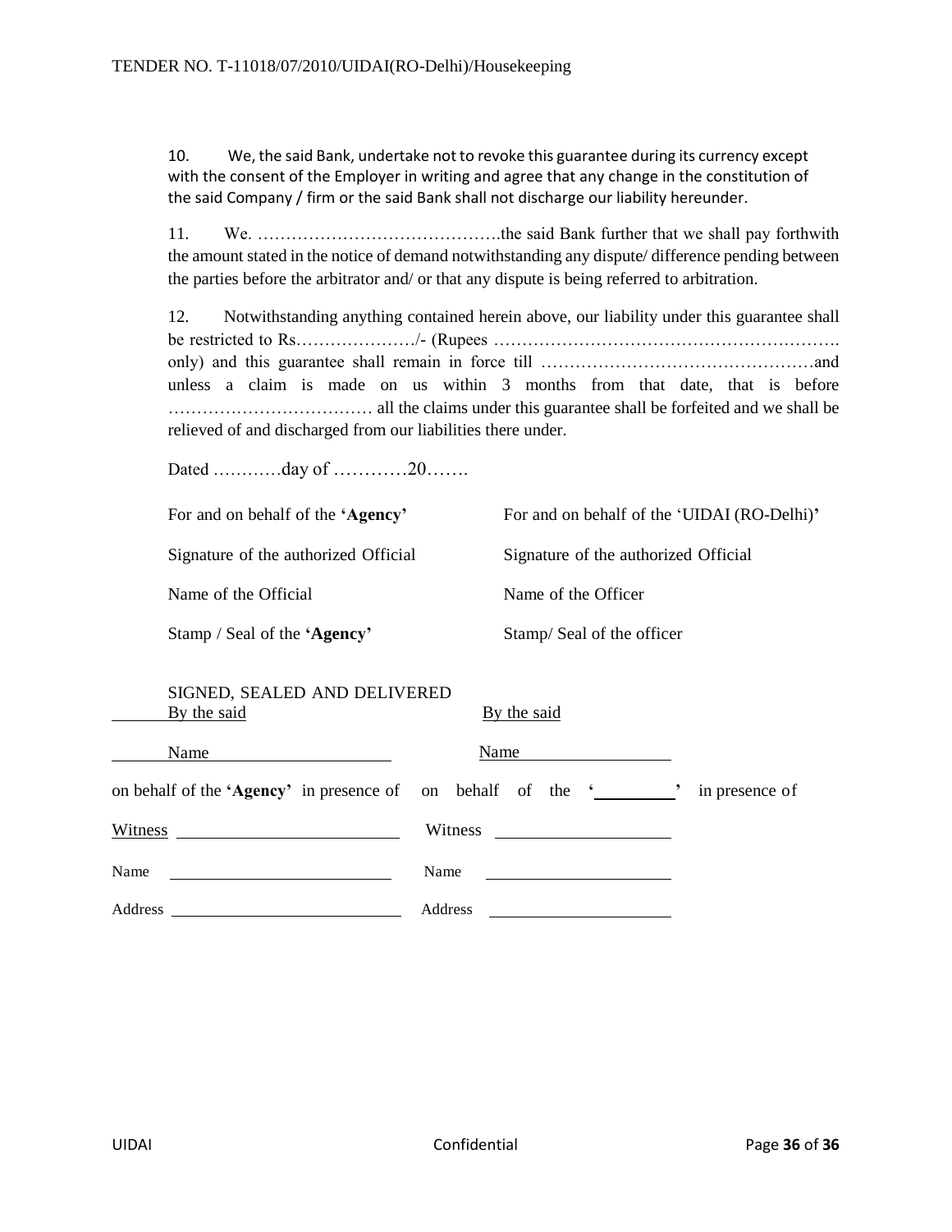10. We, the said Bank, undertake not to revoke this guarantee during its currency except with the consent of the Employer in writing and agree that any change in the constitution of the said Company / firm or the said Bank shall not discharge our liability hereunder.

11. We. …………………………………….the said Bank further that we shall pay forthwith the amount stated in the notice of demand notwithstanding any dispute/ difference pending between the parties before the arbitrator and/ or that any dispute is being referred to arbitration.

12. Notwithstanding anything contained herein above, our liability under this guarantee shall be restricted to Rs…………………/- (Rupees ……………………………………………………. only) and this guarantee shall remain in force till …………………………………………and unless a claim is made on us within 3 months from that date, that is before ……………………………… all the claims under this guarantee shall be forfeited and we shall be relieved of and discharged from our liabilities there under.

Dated …………day of …………20…….

| | |
|---|---|
| For and on behalf of the **'Agency'** | For and on behalf of the 'UIDAI (RO-Delhi)**'** |
| Signature of the authorized Official | Signature of the authorized Official |
| Name of the Official | Name of the Officer |
| Stamp / Seal of the **'Agency'** | Stamp/ Seal of the officer |

SIGNED, SEALED AND DELIVERED

| | |
|---|---|
| By the said | By the said |
| Name | Name |
| on behalf of the **'Agency'** in presence of | on behalf of the **'**\_\_\_\_\_\_\_\_\_**'** in presence of |
| Witness | Witness |
| Name | Name |
| Address | Address |